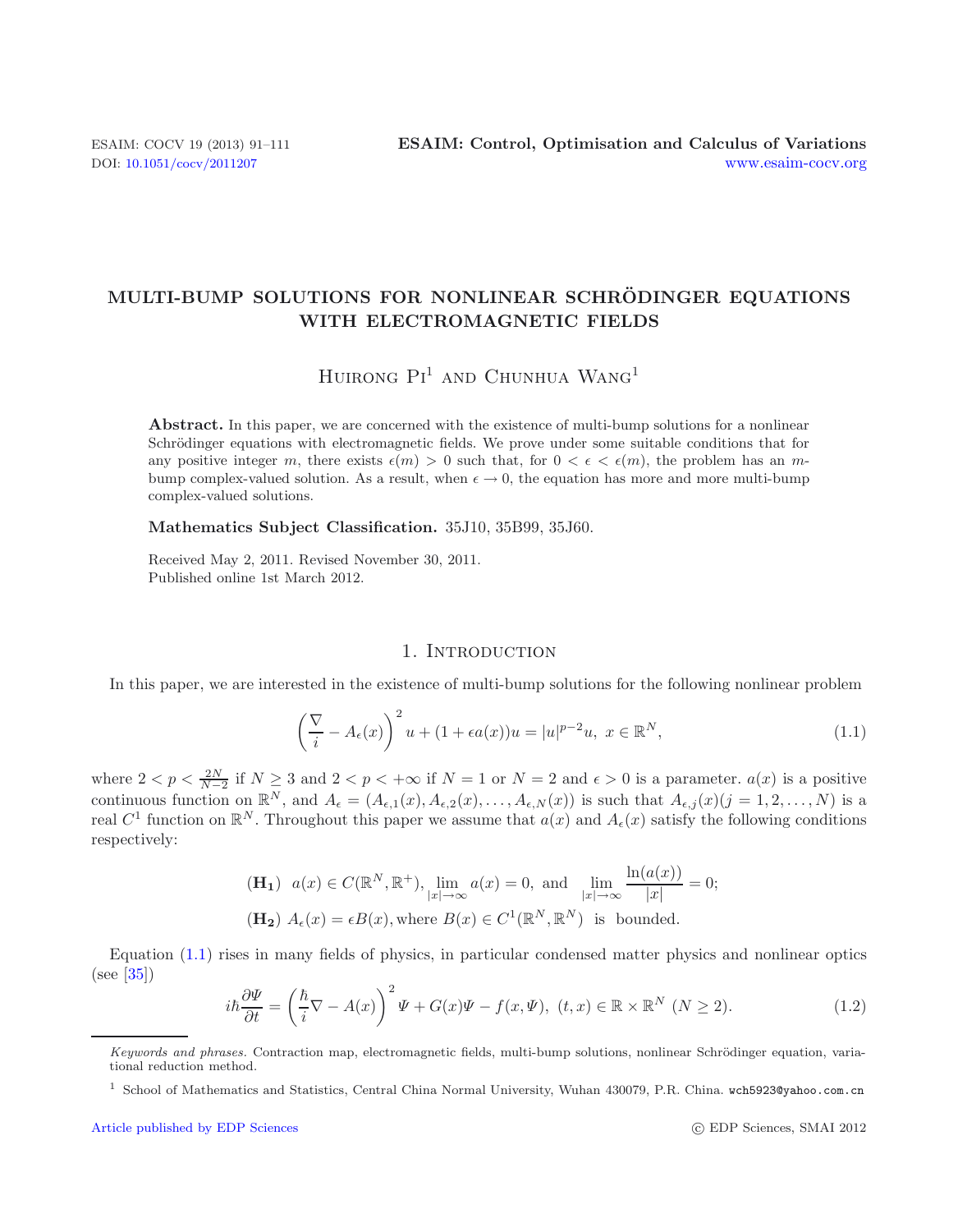# MULTI-BUMP SOLUTIONS FOR NONLINEAR SCHRÖDINGER EQUATIONS WITH ELECTROMAGNETIC FIELDS

Huirong Pi[1] and Chunhua Wang[1]

**Abstract.** In this paper, we are concerned with the existence of multi-bump solutions for a nonlinear Schrödinger equations with electromagnetic fields. We prove under some suitable conditions that for any positive integer $m$, there exists $\epsilon(m) > 0$ such that, for $0 < \epsilon < \epsilon(m)$, the problem has an $m$-bump complex-valued solution. As a result, when $\epsilon \to 0$, the equation has more and more multi-bump complex-valued solutions.

**Mathematics Subject Classification.** 35J10, 35B99, 35J60.

Received May 2, 2011. Revised November 30, 2011.
Published online 1st March 2012.

## 1. Introduction

In this paper, we are interested in the existence of multi-bump solutions for the following nonlinear problem

$$\left(\frac{\nabla}{i} - A_\epsilon(x)\right)^2 u + (1 + \epsilon a(x))u = |u|^{p-2}u, \; x \in \mathbb{R}^N, \tag{1.1}$$

where $2 < p < \frac{2N}{N-2}$ if $N \geq 3$ and $2 < p < +\infty$ if $N = 1$ or $N = 2$ and $\epsilon > 0$ is a parameter. $a(x)$ is a positive continuous function on $\mathbb{R}^N$, and $A_\epsilon = (A_{\epsilon,1}(x), A_{\epsilon,2}(x), \dots, A_{\epsilon,N}(x))$ is such that $A_{\epsilon,j}(x)(j = 1, 2, \dots, N)$ is a real $C^1$ function on $\mathbb{R}^N$. Throughout this paper we assume that $a(x)$ and $A_\epsilon(x)$ satisfy the following conditions respectively:

$$(\mathbf{H_1}) \;\; a(x) \in C(\mathbb{R}^N, \mathbb{R}^+), \lim_{|x|\to\infty} a(x) = 0, \text{ and } \lim_{|x|\to\infty} \frac{\ln(a(x))}{|x|} = 0;$$

$$(\mathbf{H_2}) \;\; A_\epsilon(x) = \epsilon B(x), \text{where } B(x) \in C^1(\mathbb{R}^N, \mathbb{R}^N) \text{ is bounded.}$$

Equation (1.1) rises in many fields of physics, in particular condensed matter physics and nonlinear optics (see [35])

$$i\hbar\frac{\partial \Psi}{\partial t} = \left(\frac{\hbar}{i}\nabla - A(x)\right)^2 \Psi + G(x)\Psi - f(x, \Psi), \; (t, x) \in \mathbb{R} \times \mathbb{R}^N \; (N \geq 2). \tag{1.2}$$

---

*Keywords and phrases.* Contraction map, electromagnetic fields, multi-bump solutions, nonlinear Schrödinger equation, variational reduction method.

[1] School of Mathematics and Statistics, Central China Normal University, Wuhan 430079, P.R. China. wch5923@yahoo.com.cn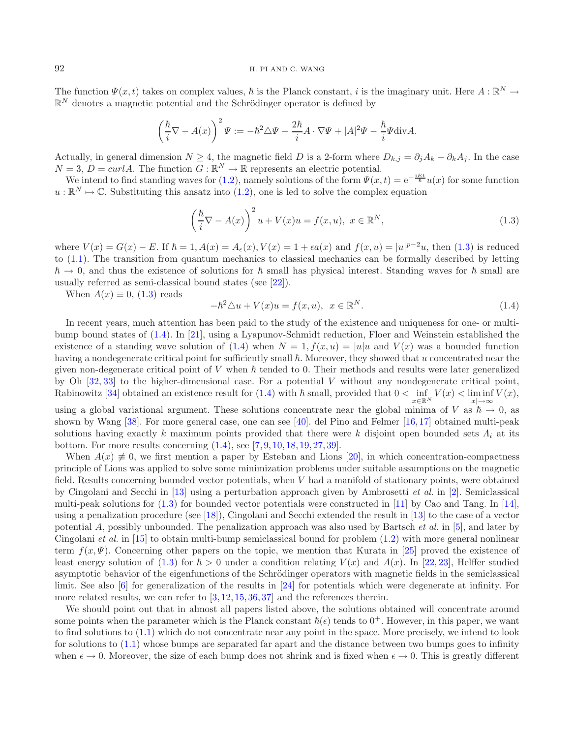The function $\Psi(x,t)$ takes on complex values, $\hbar$ is the Planck constant, $i$ is the imaginary unit. Here $A : \mathbb{R}^N \to \mathbb{R}^N$ denotes a magnetic potential and the Schrödinger operator is defined by

$$\left(\frac{\hbar}{i}\nabla - A(x)\right)^2 \Psi := -\hbar^2 \triangle \Psi - \frac{2\hbar}{i} A \cdot \nabla \Psi + |A|^2 \Psi - \frac{\hbar}{i} \Psi \mathrm{div} A.$$

Actually, in general dimension $N \geq 4$, the magnetic field $D$ is a 2-form where $D_{k,j} = \partial_j A_k - \partial_k A_j$. In the case $N = 3$, $D = curl A$. The function $G : \mathbb{R}^N \to \mathbb{R}$ represents an electric potential.

We intend to find standing waves for (1.2), namely solutions of the form $\Psi(x,t) = \mathrm{e}^{-\frac{iEt}{\hbar}} u(x)$ for some function $u : \mathbb{R}^N \mapsto \mathbb{C}$. Substituting this ansatz into (1.2), one is led to solve the complex equation

$$\left(\frac{\hbar}{i}\nabla - A(x)\right)^2 u + V(x) u = f(x,u), \; x \in \mathbb{R}^N, \tag{1.3}$$

where $V(x) = G(x) - E$. If $\hbar = 1$, $A(x) = A_\epsilon(x)$, $V(x) = 1 + \epsilon a(x)$ and $f(x,u) = |u|^{p-2}u$, then (1.3) is reduced to (1.1). The transition from quantum mechanics to classical mechanics can be formally described by letting $\hbar \to 0$, and thus the existence of solutions for $\hbar$ small has physical interest. Standing waves for $\hbar$ small are usually referred as semi-classical bound states (see [22]).

When $A(x) \equiv 0$, (1.3) reads

$$-\hbar^2 \triangle u + V(x) u = f(x,u), \;\; x \in \mathbb{R}^N. \tag{1.4}$$

In recent years, much attention has been paid to the study of the existence and uniqueness for one- or multi-bump bound states of (1.4). In [21], using a Lyapunov-Schmidt reduction, Floer and Weinstein established the existence of a standing wave solution of (1.4) when $N = 1$, $f(x,u) = |u|u$ and $V(x)$ was a bounded function having a nondegenerate critical point for sufficiently small $\hbar$. Moreover, they showed that $u$ concentrated near the given non-degenerate critical point of $V$ when $\hbar$ tended to 0. Their methods and results were later generalized by Oh [32,33] to the higher-dimensional case. For a potential $V$ without any nondegenerate critical point, Rabinowitz [34] obtained an existence result for (1.4) with $\hbar$ small, provided that $0 < \inf\limits_{x \in \mathbb{R}^N} V(x) < \liminf\limits_{|x| \to \infty} V(x)$, using a global variational argument. These solutions concentrate near the global minima of $V$ as $\hbar \to 0$, as shown by Wang [38]. For more general case, one can see [40]. del Pino and Felmer [16,17] obtained multi-peak solutions having exactly $k$ maximum points provided that there were $k$ disjoint open bounded sets $\Lambda_i$ at its bottom. For more results concerning (1.4), see [7,9,10,18,19,27,39].

When $A(x) \not\equiv 0$, we first mention a paper by Esteban and Lions [20], in which concentration-compactness principle of Lions was applied to solve some minimization problems under suitable assumptions on the magnetic field. Results concerning bounded vector potentials, when $V$ had a manifold of stationary points, were obtained by Cingolani and Secchi in [13] using a perturbation approach given by Ambrosetti *et al.* in [2]. Semiclassical multi-peak solutions for (1.3) for bounded vector potentials were constructed in [11] by Cao and Tang. In [14], using a penalization procedure (see [18]), Cingolani and Secchi extended the result in [13] to the case of a vector potential $A$, possibly unbounded. The penalization approach was also used by Bartsch *et al.* in [5], and later by Cingolani *et al.* in [15] to obtain multi-bump semiclassical bound for problem (1.2) with more general nonlinear term $f(x,\Psi)$. Concerning other papers on the topic, we mention that Kurata in [25] proved the existence of least energy solution of (1.3) for $\hbar > 0$ under a condition relating $V(x)$ and $A(x)$. In [22,23], Helffer studied asymptotic behavior of the eigenfunctions of the Schrödinger operators with magnetic fields in the semiclassical limit. See also [6] for generalization of the results in [24] for potentials which were degenerate at infinity. For more related results, we can refer to [3,12,15,36,37] and the references therein.

We should point out that in almost all papers listed above, the solutions obtained will concentrate around some points when the parameter which is the Planck constant $\hbar(\epsilon)$ tends to $0^+$. However, in this paper, we want to find solutions to (1.1) which do not concentrate near any point in the space. More precisely, we intend to look for solutions to (1.1) whose bumps are separated far apart and the distance between two bumps goes to infinity when $\epsilon \to 0$. Moreover, the size of each bump does not shrink and is fixed when $\epsilon \to 0$. This is greatly different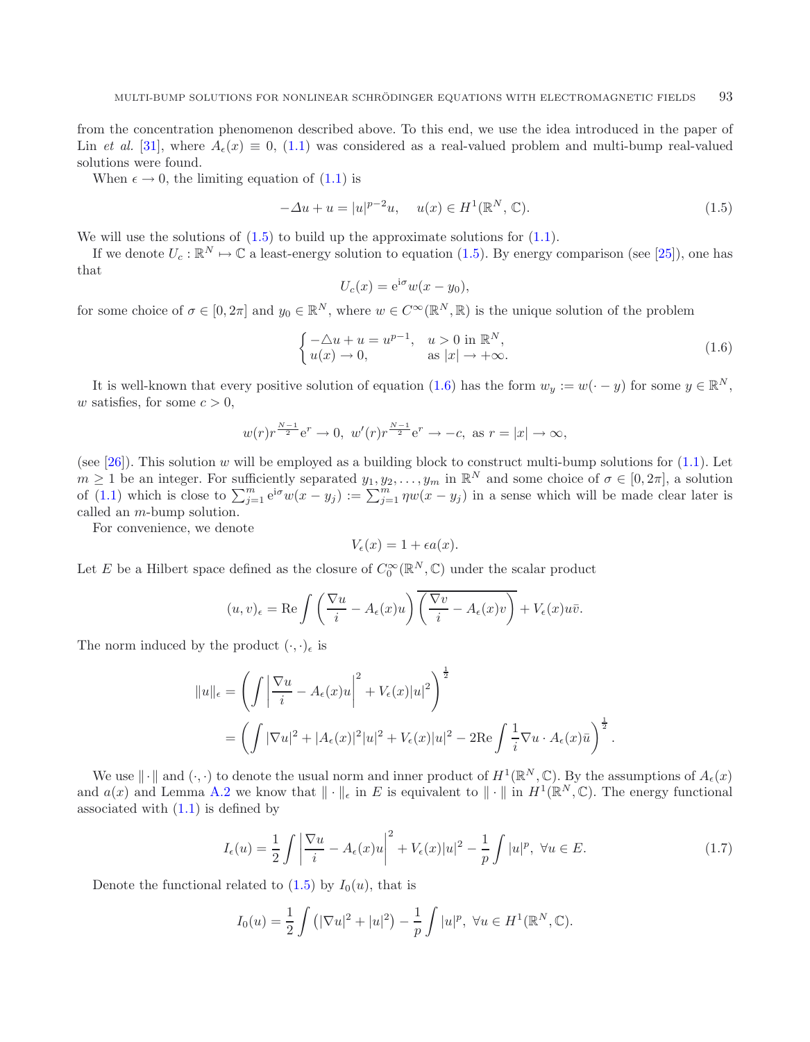from the concentration phenomenon described above. To this end, we use the idea introduced in the paper of Lin *et al.* [31], where $A_\epsilon(x) \equiv 0$, (1.1) was considered as a real-valued problem and multi-bump real-valued solutions were found.

When $\epsilon \to 0$, the limiting equation of (1.1) is

$$-\Delta u + u = |u|^{p-2}u, \quad u(x) \in H^1(\mathbb{R}^N, \mathbb{C}). \tag{1.5}$$

We will use the solutions of (1.5) to build up the approximate solutions for (1.1).

If we denote $U_c : \mathbb{R}^N \mapsto \mathbb{C}$ a least-energy solution to equation (1.5). By energy comparison (see [25]), one has that

$$U_c(x) = \mathrm{e}^{\mathrm{i}\sigma} w(x - y_0),$$

for some choice of $\sigma \in [0, 2\pi]$ and $y_0 \in \mathbb{R}^N$, where $w \in C^\infty(\mathbb{R}^N, \mathbb{R})$ is the unique solution of the problem

$$\begin{cases} -\triangle u + u = u^{p-1}, & u > 0 \text{ in } \mathbb{R}^N, \\ u(x) \to 0, & \text{as } |x| \to +\infty. \end{cases} \tag{1.6}$$

It is well-known that every positive solution of equation (1.6) has the form $w_y := w(\cdot - y)$ for some $y \in \mathbb{R}^N$, $w$ satisfies, for some $c > 0$,

$$w(r) r^{\frac{N-1}{2}} \mathrm{e}^r \to 0, \ w'(r) r^{\frac{N-1}{2}} \mathrm{e}^r \to -c, \ \text{as } r = |x| \to \infty,$$

(see [26]). This solution $w$ will be employed as a building block to construct multi-bump solutions for (1.1). Let $m \geq 1$ be an integer. For sufficiently separated $y_1, y_2, \ldots, y_m$ in $\mathbb{R}^N$ and some choice of $\sigma \in [0, 2\pi]$, a solution of (1.1) which is close to $\sum_{j=1}^m \mathrm{e}^{\mathrm{i}\sigma} w(x - y_j) := \sum_{j=1}^m \eta w(x - y_j)$ in a sense which will be made clear later is called an $m$-bump solution.

For convenience, we denote

$$V_\epsilon(x) = 1 + \epsilon a(x).$$

Let $E$ be a Hilbert space defined as the closure of $C_0^\infty(\mathbb{R}^N, \mathbb{C})$ under the scalar product

$$(u, v)_\epsilon = \mathrm{Re} \int \left( \frac{\nabla u}{i} - A_\epsilon(x) u \right) \overline{\left( \frac{\nabla v}{i} - A_\epsilon(x) v \right)} + V_\epsilon(x) u \bar{v}.$$

The norm induced by the product $(\cdot, \cdot)_\epsilon$ is

$$\begin{aligned} \|u\|_\epsilon &= \left( \int \left| \frac{\nabla u}{i} - A_\epsilon(x) u \right|^2 + V_\epsilon(x) |u|^2 \right)^{\frac{1}{2}} \\ &= \left( \int |\nabla u|^2 + |A_\epsilon(x)|^2 |u|^2 + V_\epsilon(x) |u|^2 - 2\mathrm{Re} \int \frac{1}{i} \nabla u \cdot A_\epsilon(x) \bar{u} \right)^{\frac{1}{2}}. \end{aligned}$$

We use $\|\cdot\|$ and $(\cdot, \cdot)$ to denote the usual norm and inner product of $H^1(\mathbb{R}^N, \mathbb{C})$. By the assumptions of $A_\epsilon(x)$ and $a(x)$ and Lemma A.2 we know that $\|\cdot\|_\epsilon$ in $E$ is equivalent to $\|\cdot\|$ in $H^1(\mathbb{R}^N, \mathbb{C})$. The energy functional associated with (1.1) is defined by

$$I_\epsilon(u) = \frac{1}{2} \int \left| \frac{\nabla u}{i} - A_\epsilon(x) u \right|^2 + V_\epsilon(x) |u|^2 - \frac{1}{p} \int |u|^p, \ \forall u \in E. \tag{1.7}$$

Denote the functional related to (1.5) by $I_0(u)$, that is

$$I_0(u) = \frac{1}{2} \int \left( |\nabla u|^2 + |u|^2 \right) - \frac{1}{p} \int |u|^p, \ \forall u \in H^1(\mathbb{R}^N, \mathbb{C}).$$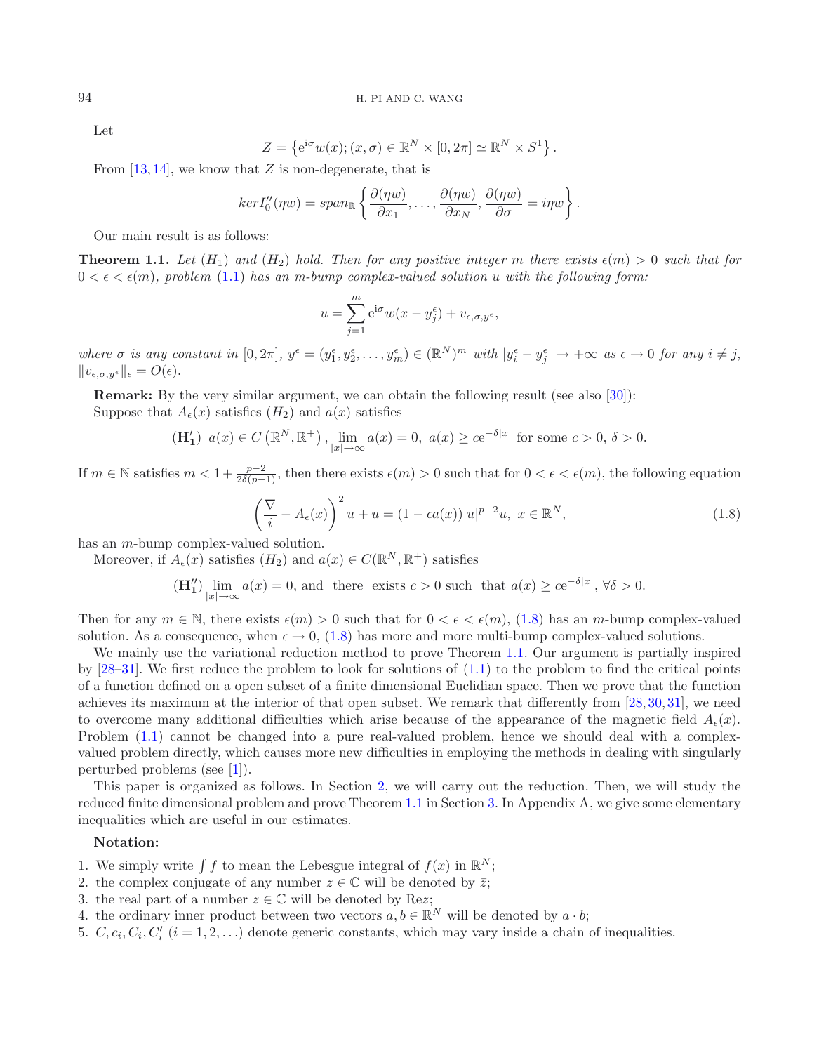Let

$$Z = \left\{ \mathrm{e}^{\mathrm{i}\sigma} w(x); (x, \sigma) \in \mathbb{R}^N \times [0, 2\pi] \simeq \mathbb{R}^N \times S^1 \right\}.$$

From [13,14], we know that $Z$ is non-degenerate, that is

$$ker I_0''(\eta w) = span_{\mathbb{R}} \left\{ \frac{\partial(\eta w)}{\partial x_1}, \ldots, \frac{\partial(\eta w)}{\partial x_N}, \frac{\partial(\eta w)}{\partial \sigma} = i\eta w \right\}.$$

Our main result is as follows:

**Theorem 1.1.** *Let $(H_1)$ and $(H_2)$ hold. Then for any positive integer $m$ there exists $\epsilon(m) > 0$ such that for $0 < \epsilon < \epsilon(m)$, problem (1.1) has an $m$-bump complex-valued solution $u$ with the following form:*

$$u = \sum_{j=1}^{m} \mathrm{e}^{\mathrm{i}\sigma} w(x - y_j^\epsilon) + v_{\epsilon,\sigma,y^\epsilon},$$

*where $\sigma$ is any constant in $[0, 2\pi]$, $y^\epsilon = (y_1^\epsilon, y_2^\epsilon, \ldots, y_m^\epsilon) \in (\mathbb{R}^N)^m$ with $|y_i^\epsilon - y_j^\epsilon| \to +\infty$ as $\epsilon \to 0$ for any $i \neq j$, $\|v_{\epsilon,\sigma,y^\epsilon}\|_\epsilon = O(\epsilon)$.*

**Remark:** By the very similar argument, we can obtain the following result (see also [30]):
Suppose that $A_\epsilon(x)$ satisfies $(H_2)$ and $a(x)$ satisfies

$$(\mathbf{H_1'}) \;\; a(x) \in C\left(\mathbb{R}^N, \mathbb{R}^+\right), \lim_{|x| \to \infty} a(x) = 0, \; a(x) \geq c\mathrm{e}^{-\delta|x|} \text{ for some } c > 0, \; \delta > 0.$$

If $m \in \mathbb{N}$ satisfies $m < 1 + \frac{p-2}{2\delta(p-1)}$, then there exists $\epsilon(m) > 0$ such that for $0 < \epsilon < \epsilon(m)$, the following equation

$$\left( \frac{\nabla}{i} - A_\epsilon(x) \right)^2 u + u = (1 - \epsilon a(x))|u|^{p-2} u, \; x \in \mathbb{R}^N, \tag{1.8}$$

has an $m$-bump complex-valued solution.

Moreover, if $A_\epsilon(x)$ satisfies $(H_2)$ and $a(x) \in C(\mathbb{R}^N, \mathbb{R}^+)$ satisfies

$$(\mathbf{H_1''}) \lim_{|x| \to \infty} a(x) = 0, \text{ and there exists } c > 0 \text{ such that } a(x) \geq c\mathrm{e}^{-\delta|x|}, \; \forall \delta > 0.$$

Then for any $m \in \mathbb{N}$, there exists $\epsilon(m) > 0$ such that for $0 < \epsilon < \epsilon(m)$, (1.8) has an $m$-bump complex-valued solution. As a consequence, when $\epsilon \to 0$, (1.8) has more and more multi-bump complex-valued solutions.

We mainly use the variational reduction method to prove Theorem 1.1. Our argument is partially inspired by [28–31]. We first reduce the problem to look for solutions of (1.1) to the problem to find the critical points of a function defined on a open subset of a finite dimensional Euclidian space. Then we prove that the function achieves its maximum at the interior of that open subset. We remark that differently from [28,30,31], we need to overcome many additional difficulties which arise because of the appearance of the magnetic field $A_\epsilon(x)$. Problem (1.1) cannot be changed into a pure real-valued problem, hence we should deal with a complex-valued problem directly, which causes more new difficulties in employing the methods in dealing with singularly perturbed problems (see [1]).

This paper is organized as follows. In Section 2, we will carry out the reduction. Then, we will study the reduced finite dimensional problem and prove Theorem 1.1 in Section 3. In Appendix A, we give some elementary inequalities which are useful in our estimates.

**Notation:**

1. We simply write $\int f$ to mean the Lebesgue integral of $f(x)$ in $\mathbb{R}^N$;
2. the complex conjugate of any number $z \in \mathbb{C}$ will be denoted by $\bar{z}$;
3. the real part of a number $z \in \mathbb{C}$ will be denoted by $\mathrm{Re}z$;
4. the ordinary inner product between two vectors $a, b \in \mathbb{R}^N$ will be denoted by $a \cdot b$;
5. $C, c_i, C_i, C_i'$ $(i = 1, 2, \ldots)$ denote generic constants, which may vary inside a chain of inequalities.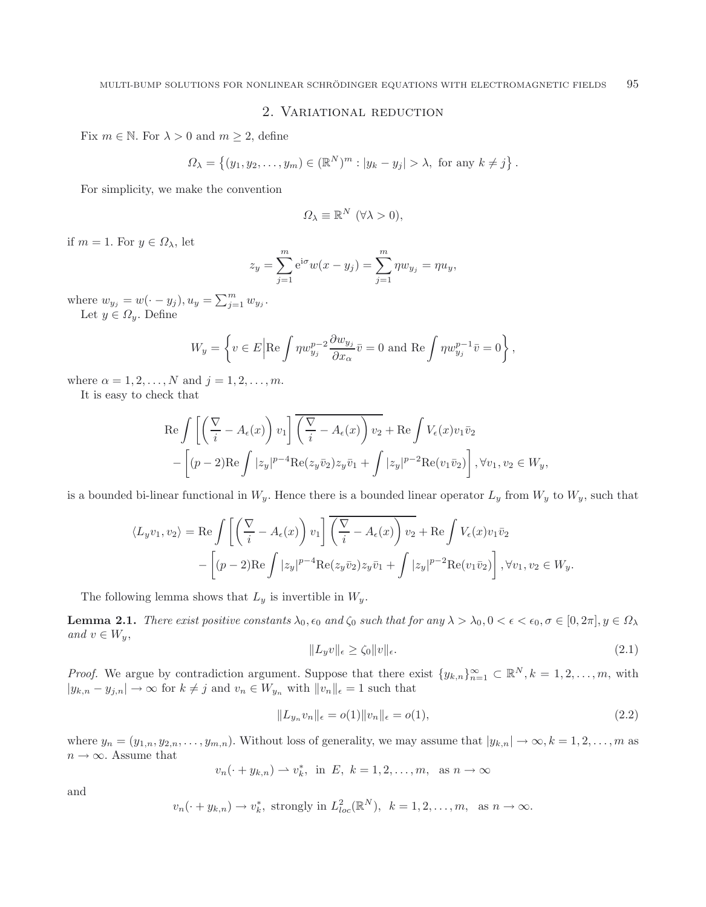## 2. Variational reduction

Fix $m \in \mathbb{N}$. For $\lambda > 0$ and $m \geq 2$, define

$$\Omega_\lambda = \left\{(y_1, y_2, \ldots, y_m) \in (\mathbb{R}^N)^m : |y_k - y_j| > \lambda, \text{ for any } k \neq j\right\}.$$

For simplicity, we make the convention

$$\Omega_\lambda \equiv \mathbb{R}^N \ (\forall \lambda > 0),$$

if $m = 1$. For $y \in \Omega_\lambda$, let

$$z_y = \sum_{j=1}^{m} \mathrm{e}^{\mathrm{i}\sigma} w(x - y_j) = \sum_{j=1}^{m} \eta w_{y_j} = \eta u_y,$$

where $w_{y_j} = w(\cdot - y_j), u_y = \sum_{j=1}^{m} w_{y_j}$.

Let $y \in \Omega_y$. Define

$$W_y = \left\{ v \in E \Big| \mathrm{Re} \int \eta w_{y_j}^{p-2} \frac{\partial w_{y_j}}{\partial x_\alpha} \bar{v} = 0 \text{ and } \mathrm{Re} \int \eta w_{y_j}^{p-1} \bar{v} = 0 \right\},$$

where $\alpha = 1, 2, \ldots, N$ and $j = 1, 2, \ldots, m$.

It is easy to check that

$$\begin{aligned}
&\mathrm{Re} \int \left[ \left( \frac{\nabla}{i} - A_\epsilon(x) \right) v_1 \right] \overline{\left( \frac{\nabla}{i} - A_\epsilon(x) \right) v_2} + \mathrm{Re} \int V_\epsilon(x) v_1 \bar{v}_2 \\
&- \left[ (p-2) \mathrm{Re} \int |z_y|^{p-4} \mathrm{Re}(z_y \bar{v}_2) z_y \bar{v}_1 + \int |z_y|^{p-2} \mathrm{Re}(v_1 \bar{v}_2) \right], \forall v_1, v_2 \in W_y,
\end{aligned}$$

is a bounded bi-linear functional in $W_y$. Hence there is a bounded linear operator $L_y$ from $W_y$ to $W_y$, such that

$$\begin{aligned}
\langle L_y v_1, v_2 \rangle = &\mathrm{Re} \int \left[ \left( \frac{\nabla}{i} - A_\epsilon(x) \right) v_1 \right] \overline{\left( \frac{\nabla}{i} - A_\epsilon(x) \right) v_2} + \mathrm{Re} \int V_\epsilon(x) v_1 \bar{v}_2 \\
&- \left[ (p-2) \mathrm{Re} \int |z_y|^{p-4} \mathrm{Re}(z_y \bar{v}_2) z_y \bar{v}_1 + \int |z_y|^{p-2} \mathrm{Re}(v_1 \bar{v}_2) \right], \forall v_1, v_2 \in W_y.
\end{aligned}$$

The following lemma shows that $L_y$ is invertible in $W_y$.

**Lemma 2.1.** *There exist positive constants $\lambda_0, \epsilon_0$ and $\zeta_0$ such that for any $\lambda > \lambda_0, 0 < \epsilon < \epsilon_0, \sigma \in [0, 2\pi], y \in \Omega_\lambda$ and $v \in W_y$,*

$$\|L_y v\|_\epsilon \geq \zeta_0 \|v\|_\epsilon. \tag{2.1}$$

*Proof.* We argue by contradiction argument. Suppose that there exist $\{y_{k,n}\}_{n=1}^\infty \subset \mathbb{R}^N, k = 1, 2, \ldots, m$, with $|y_{k,n} - y_{j,n}| \to \infty$ for $k \neq j$ and $v_n \in W_{y_n}$ with $\|v_n\|_\epsilon = 1$ such that

$$\|L_{y_n} v_n\|_\epsilon = o(1)\|v_n\|_\epsilon = o(1), \tag{2.2}$$

where $y_n = (y_{1,n}, y_{2,n}, \ldots, y_{m,n})$. Without loss of generality, we may assume that $|y_{k,n}| \to \infty, k = 1, 2, \ldots, m$ as $n \to \infty$. Assume that

$$v_n(\cdot + y_{k,n}) \rightharpoonup v_k^*, \ \text{in } E, \ k = 1, 2, \ldots, m, \ \text{ as } n \to \infty$$

and

$$v_n(\cdot + y_{k,n}) \to v_k^*, \text{ strongly in } L^2_{loc}(\mathbb{R}^N), \ k = 1, 2, \ldots, m, \ \text{ as } n \to \infty.$$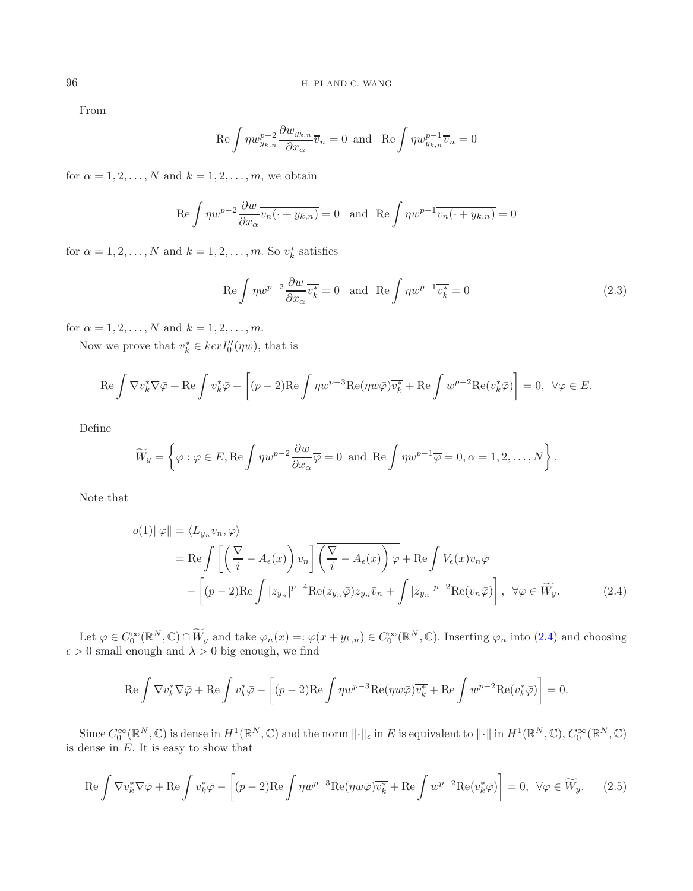From

$$\mathrm{Re}\int \eta w_{y_{k,n}}^{p-2}\frac{\partial w_{y_{k,n}}}{\partial x_\alpha}\overline{v}_n = 0 \ \text{ and } \ \mathrm{Re}\int \eta w_{y_{k,n}}^{p-1}\overline{v}_n = 0$$

for $\alpha = 1, 2, \ldots, N$ and $k = 1, 2, \ldots, m$, we obtain

$$\mathrm{Re}\int \eta w^{p-2}\frac{\partial w}{\partial x_\alpha}\overline{v_n(\cdot + y_{k,n})} = 0 \quad \text{and} \quad \mathrm{Re}\int \eta w^{p-1}\overline{v_n(\cdot + y_{k,n})} = 0$$

for $\alpha = 1, 2, \ldots, N$ and $k = 1, 2, \ldots, m$. So $v_k^*$ satisfies

$$\mathrm{Re}\int \eta w^{p-2}\frac{\partial w}{\partial x_\alpha}\overline{v_k^*} = 0 \quad \text{and} \quad \mathrm{Re}\int \eta w^{p-1}\overline{v_k^*} = 0 \tag{2.3}$$

for $\alpha = 1, 2, \ldots, N$ and $k = 1, 2, \ldots, m$.

Now we prove that $v_k^* \in ker I_0''(\eta w)$, that is

$$\mathrm{Re}\int \nabla v_k^* \nabla\bar{\varphi} + \mathrm{Re}\int v_k^*\bar{\varphi} - \left[(p-2)\mathrm{Re}\int \eta w^{p-3}\mathrm{Re}(\eta w\bar{\varphi})\overline{v_k^*} + \mathrm{Re}\int w^{p-2}\mathrm{Re}(v_k^*\bar{\varphi})\right] = 0, \ \ \forall \varphi \in E.$$

Define

$$\widetilde{W}_y = \left\{\varphi : \varphi \in E, \mathrm{Re}\int \eta w^{p-2}\frac{\partial w}{\partial x_\alpha}\overline{\varphi} = 0 \ \text{ and } \ \mathrm{Re}\int \eta w^{p-1}\overline{\varphi} = 0, \alpha = 1, 2, \ldots, N\right\}.$$

Note that

$$\begin{aligned}
o(1)\|\varphi\| &= \langle L_{y_n}v_n, \varphi\rangle \\
&= \mathrm{Re}\int \left[\left(\frac{\nabla}{i} - A_\epsilon(x)\right)v_n\right]\overline{\left(\frac{\nabla}{i} - A_\epsilon(x)\right)\varphi} + \mathrm{Re}\int V_\epsilon(x)v_n\bar{\varphi} \\
&\quad - \left[(p-2)\mathrm{Re}\int |z_{y_n}|^{p-4}\mathrm{Re}(z_{y_n}\bar{\varphi})z_{y_n}\bar{v}_n + \int |z_{y_n}|^{p-2}\mathrm{Re}(v_n\bar{\varphi})\right], \ \ \forall \varphi \in \widetilde{W}_y.
\end{aligned} \tag{2.4}$$

Let $\varphi \in C_0^\infty(\mathbb{R}^N, \mathbb{C}) \cap \widetilde{W}_y$ and take $\varphi_n(x) =: \varphi(x + y_{k,n}) \in C_0^\infty(\mathbb{R}^N, \mathbb{C})$. Inserting $\varphi_n$ into (2.4) and choosing $\epsilon > 0$ small enough and $\lambda > 0$ big enough, we find

$$\mathrm{Re}\int \nabla v_k^* \nabla\bar{\varphi} + \mathrm{Re}\int v_k^*\bar{\varphi} - \left[(p-2)\mathrm{Re}\int \eta w^{p-3}\mathrm{Re}(\eta w\bar{\varphi})\overline{v_k^*} + \mathrm{Re}\int w^{p-2}\mathrm{Re}(v_k^*\bar{\varphi})\right] = 0.$$

Since $C_0^\infty(\mathbb{R}^N, \mathbb{C})$ is dense in $H^1(\mathbb{R}^N, \mathbb{C})$ and the norm $\|\cdot\|_\epsilon$ in $E$ is equivalent to $\|\cdot\|$ in $H^1(\mathbb{R}^N, \mathbb{C})$, $C_0^\infty(\mathbb{R}^N, \mathbb{C})$ is dense in $E$. It is easy to show that

$$\mathrm{Re}\int \nabla v_k^* \nabla\bar{\varphi} + \mathrm{Re}\int v_k^*\bar{\varphi} - \left[(p-2)\mathrm{Re}\int \eta w^{p-3}\mathrm{Re}(\eta w\bar{\varphi})\overline{v_k^*} + \mathrm{Re}\int w^{p-2}\mathrm{Re}(v_k^*\bar{\varphi})\right] = 0, \ \ \forall \varphi \in \widetilde{W}_y. \tag{2.5}$$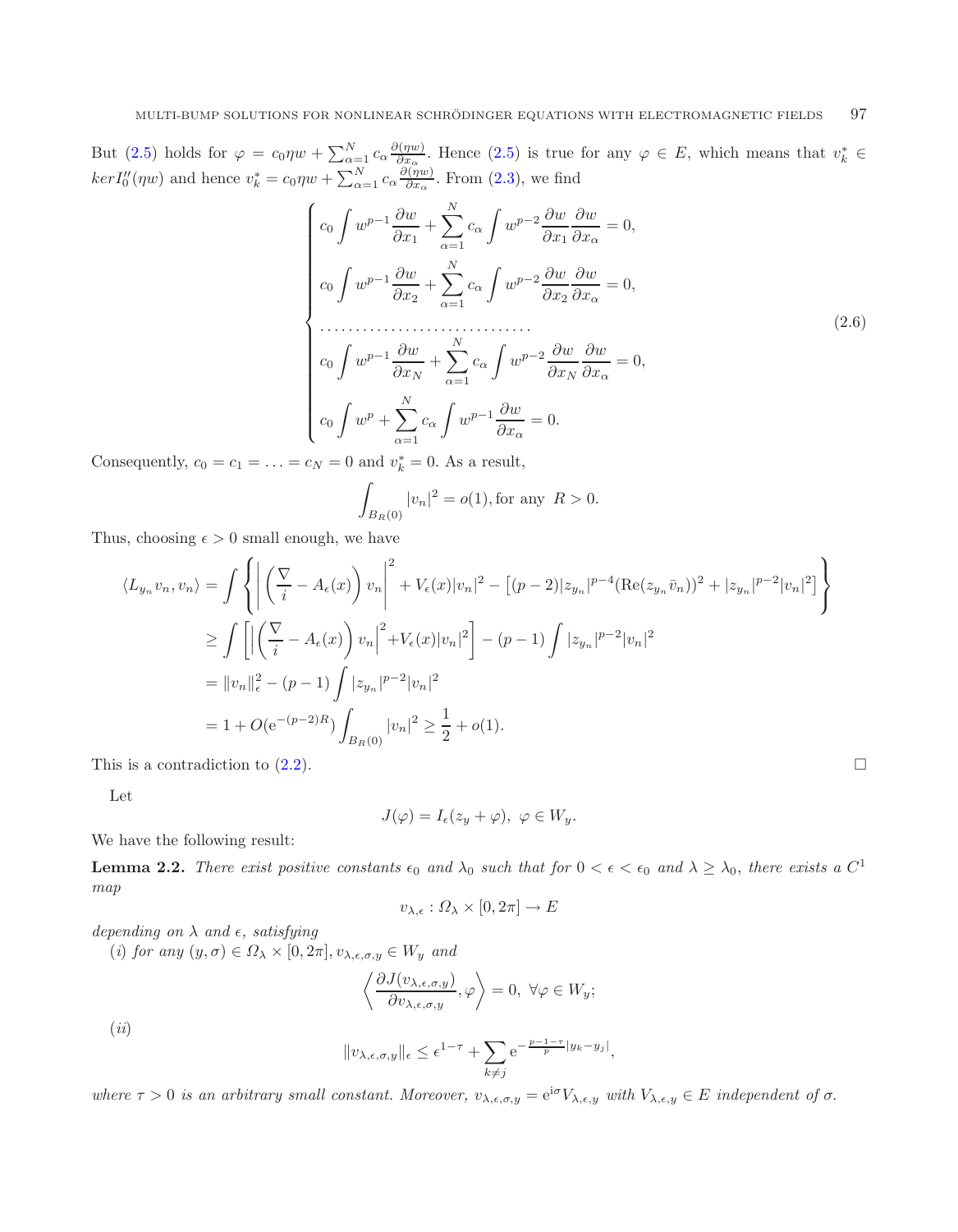But (2.5) holds for $\varphi = c_0\eta w + \sum_{\alpha=1}^{N} c_\alpha \frac{\partial(\eta w)}{\partial x_\alpha}$. Hence (2.5) is true for any $\varphi \in E$, which means that $v_k^* \in ker I_0''(\eta w)$ and hence $v_k^* = c_0\eta w + \sum_{\alpha=1}^{N} c_\alpha \frac{\partial(\eta w)}{\partial x_\alpha}$. From (2.3), we find

$$
\begin{cases}
c_0 \displaystyle\int w^{p-1}\frac{\partial w}{\partial x_1} + \sum_{\alpha=1}^{N} c_\alpha \int w^{p-2}\frac{\partial w}{\partial x_1}\frac{\partial w}{\partial x_\alpha} = 0, \\
c_0 \displaystyle\int w^{p-1}\frac{\partial w}{\partial x_2} + \sum_{\alpha=1}^{N} c_\alpha \int w^{p-2}\frac{\partial w}{\partial x_2}\frac{\partial w}{\partial x_\alpha} = 0, \\
\dots\dots\dots\dots\dots\dots\dots\dots\dots \\
c_0 \displaystyle\int w^{p-1}\frac{\partial w}{\partial x_N} + \sum_{\alpha=1}^{N} c_\alpha \int w^{p-2}\frac{\partial w}{\partial x_N}\frac{\partial w}{\partial x_\alpha} = 0, \\
c_0 \displaystyle\int w^{p} + \sum_{\alpha=1}^{N} c_\alpha \int w^{p-1}\frac{\partial w}{\partial x_\alpha} = 0.
\end{cases}
\tag{2.6}
$$

Consequently, $c_0 = c_1 = \ldots = c_N = 0$ and $v_k^* = 0$. As a result,

$$\int_{B_R(0)} |v_n|^2 = o(1), \text{for any } R > 0.$$

Thus, choosing $\epsilon > 0$ small enough, we have

$$
\begin{aligned}
\langle L_{y_n} v_n, v_n\rangle &= \int \left\{ \left|\left(\frac{\nabla}{i} - A_\epsilon(x)\right) v_n\right|^2 + V_\epsilon(x)|v_n|^2 - \left[(p-2)|z_{y_n}|^{p-4}(\mathrm{Re}(z_{y_n}\bar{v}_n))^2 + |z_{y_n}|^{p-2}|v_n|^2\right]\right\} \\
&\geq \int \left[\left|\left(\frac{\nabla}{i} - A_\epsilon(x)\right) v_n\right|^2 + V_\epsilon(x)|v_n|^2\right] - (p-1)\int |z_{y_n}|^{p-2}|v_n|^2 \\
&= \|v_n\|_\epsilon^2 - (p-1)\int |z_{y_n}|^{p-2}|v_n|^2 \\
&= 1 + O(\mathrm{e}^{-(p-2)R})\int_{B_R(0)} |v_n|^2 \geq \frac{1}{2} + o(1).
\end{aligned}
$$

This is a contradiction to (2.2). $\square$

Let

$$J(\varphi) = I_\epsilon(z_y + \varphi),\ \varphi \in W_y.$$

We have the following result:

**Lemma 2.2.** *There exist positive constants $\epsilon_0$ and $\lambda_0$ such that for $0 < \epsilon < \epsilon_0$ and $\lambda \geq \lambda_0$, there exists a $C^1$ map*

$$v_{\lambda,\epsilon} : \Omega_\lambda \times [0, 2\pi] \to E$$

*depending on $\lambda$ and $\epsilon$, satisfying*

*(i) for any $(y,\sigma) \in \Omega_\lambda \times [0,2\pi]$, $v_{\lambda,\epsilon,\sigma,y} \in W_y$ and*

$$\left\langle \frac{\partial J(v_{\lambda,\epsilon,\sigma,y})}{\partial v_{\lambda,\epsilon,\sigma,y}}, \varphi \right\rangle = 0,\ \forall \varphi \in W_y;$$

*(ii)*

$$\|v_{\lambda,\epsilon,\sigma,y}\|_\epsilon \leq \epsilon^{1-\tau} + \sum_{k\neq j} \mathrm{e}^{-\frac{p-1-\tau}{p}|y_k - y_j|},$$

*where $\tau > 0$ is an arbitrary small constant. Moreover, $v_{\lambda,\epsilon,\sigma,y} = \mathrm{e}^{\mathrm{i}\sigma} V_{\lambda,\epsilon,y}$ with $V_{\lambda,\epsilon,y} \in E$ independent of $\sigma$.*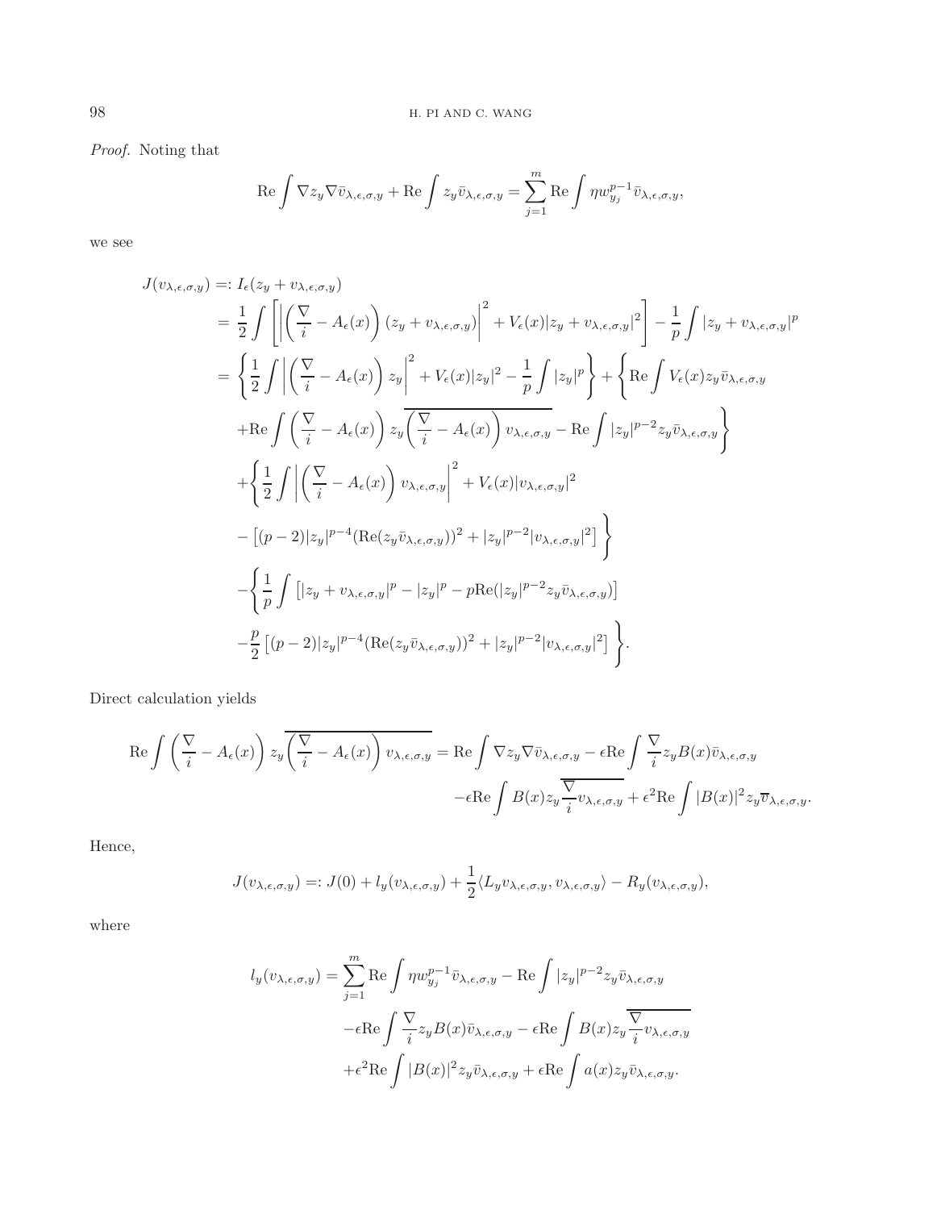*Proof.* Noting that

$$\mathrm{Re}\int \nabla z_y \nabla \bar{v}_{\lambda,\epsilon,\sigma,y} + \mathrm{Re}\int z_y \bar{v}_{\lambda,\epsilon,\sigma,y} = \sum_{j=1}^{m} \mathrm{Re}\int \eta w_{y_j}^{p-1} \bar{v}_{\lambda,\epsilon,\sigma,y},$$

we see

$$\begin{aligned}
J(v_{\lambda,\epsilon,\sigma,y}) =&: I_\epsilon(z_y + v_{\lambda,\epsilon,\sigma,y}) \\
=& \frac{1}{2}\int \left[\left|\left(\frac{\nabla}{i} - A_\epsilon(x)\right)(z_y + v_{\lambda,\epsilon,\sigma,y})\right|^2 + V_\epsilon(x)|z_y + v_{\lambda,\epsilon,\sigma,y}|^2\right] - \frac{1}{p}\int |z_y + v_{\lambda,\epsilon,\sigma,y}|^p \\
=& \left\{\frac{1}{2}\int \left|\left(\frac{\nabla}{i} - A_\epsilon(x)\right) z_y\right|^2 + V_\epsilon(x)|z_y|^2 - \frac{1}{p}\int |z_y|^p\right\} + \left\{\mathrm{Re}\int V_\epsilon(x) z_y \bar{v}_{\lambda,\epsilon,\sigma,y}\right. \\
&+ \mathrm{Re}\int \left(\frac{\nabla}{i} - A_\epsilon(x)\right) z_y \overline{\left(\frac{\nabla}{i} - A_\epsilon(x)\right) v_{\lambda,\epsilon,\sigma,y}} - \left.\mathrm{Re}\int |z_y|^{p-2} z_y \bar{v}_{\lambda,\epsilon,\sigma,y}\right\} \\
&+ \left\{\frac{1}{2}\int \left|\left(\frac{\nabla}{i} - A_\epsilon(x)\right) v_{\lambda,\epsilon,\sigma,y}\right|^2 + V_\epsilon(x)|v_{\lambda,\epsilon,\sigma,y}|^2\right. \\
&- \left.\left[(p-2)|z_y|^{p-4}(\mathrm{Re}(z_y\bar{v}_{\lambda,\epsilon,\sigma,y}))^2 + |z_y|^{p-2}|v_{\lambda,\epsilon,\sigma,y}|^2\right]\right\} \\
&- \left\{\frac{1}{p}\int \left[|z_y + v_{\lambda,\epsilon,\sigma,y}|^p - |z_y|^p - p\mathrm{Re}(|z_y|^{p-2} z_y \bar{v}_{\lambda,\epsilon,\sigma,y})\right]\right. \\
&- \left.\frac{p}{2}\left[(p-2)|z_y|^{p-4}(\mathrm{Re}(z_y\bar{v}_{\lambda,\epsilon,\sigma,y}))^2 + |z_y|^{p-2}|v_{\lambda,\epsilon,\sigma,y}|^2\right]\right\}.
\end{aligned}$$

Direct calculation yields

$$\begin{aligned}
\mathrm{Re}\int \left(\frac{\nabla}{i} - A_\epsilon(x)\right) z_y \overline{\left(\frac{\nabla}{i} - A_\epsilon(x)\right) v_{\lambda,\epsilon,\sigma,y}} =& \mathrm{Re}\int \nabla z_y \nabla \bar{v}_{\lambda,\epsilon,\sigma,y} - \epsilon \mathrm{Re}\int \frac{\nabla}{i} z_y B(x) \bar{v}_{\lambda,\epsilon,\sigma,y} \\
&- \epsilon \mathrm{Re}\int B(x) z_y \overline{\frac{\nabla}{i} v_{\lambda,\epsilon,\sigma,y}} + \epsilon^2 \mathrm{Re}\int |B(x)|^2 z_y \overline{v}_{\lambda,\epsilon,\sigma,y}.
\end{aligned}$$

Hence,

$$J(v_{\lambda,\epsilon,\sigma,y}) =: J(0) + l_y(v_{\lambda,\epsilon,\sigma,y}) + \frac{1}{2}\langle L_y v_{\lambda,\epsilon,\sigma,y}, v_{\lambda,\epsilon,\sigma,y}\rangle - R_y(v_{\lambda,\epsilon,\sigma,y}),$$

where

$$\begin{aligned}
l_y(v_{\lambda,\epsilon,\sigma,y}) =& \sum_{j=1}^{m} \mathrm{Re}\int \eta w_{y_j}^{p-1} \bar{v}_{\lambda,\epsilon,\sigma,y} - \mathrm{Re}\int |z_y|^{p-2} z_y \bar{v}_{\lambda,\epsilon,\sigma,y} \\
&- \epsilon \mathrm{Re}\int \frac{\nabla}{i} z_y B(x) \bar{v}_{\lambda,\epsilon,\sigma,y} - \epsilon \mathrm{Re}\int B(x) z_y \overline{\frac{\nabla}{i} v_{\lambda,\epsilon,\sigma,y}} \\
&+ \epsilon^2 \mathrm{Re}\int |B(x)|^2 z_y \bar{v}_{\lambda,\epsilon,\sigma,y} + \epsilon \mathrm{Re}\int a(x) z_y \bar{v}_{\lambda,\epsilon,\sigma,y}.
\end{aligned}$$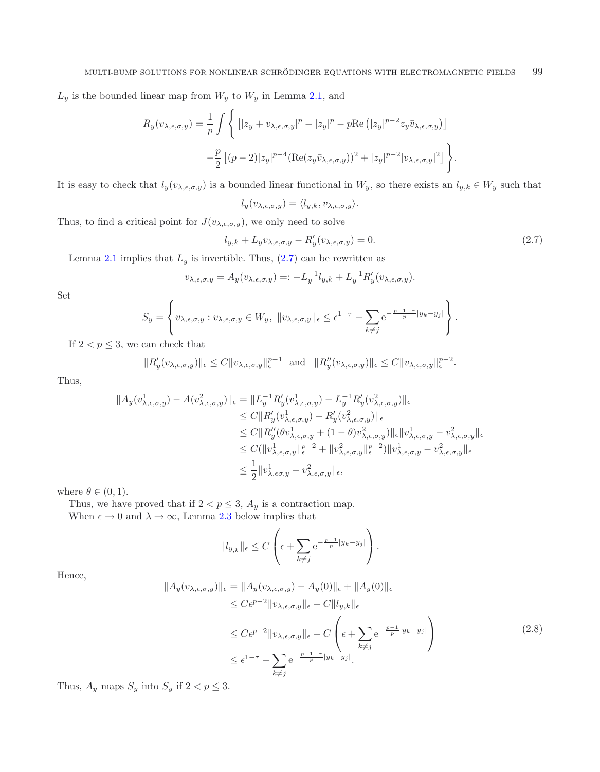$L_y$ is the bounded linear map from $W_y$ to $W_y$ in Lemma 2.1, and

$$R_y(v_{\lambda,\epsilon,\sigma,y}) = \frac{1}{p}\int \Bigg\{ \left[|z_y + v_{\lambda,\epsilon,\sigma,y}|^p - |z_y|^p - p\mathrm{Re}\left(|z_y|^{p-2} z_y \bar{v}_{\lambda,\epsilon,\sigma,y}\right)\right] - \frac{p}{2}\left[(p-2)|z_y|^{p-4}(\mathrm{Re}(z_y\bar{v}_{\lambda,\epsilon,\sigma,y}))^2 + |z_y|^{p-2}|v_{\lambda,\epsilon,\sigma,y}|^2\right] \Bigg\}.$$

It is easy to check that $l_y(v_{\lambda,\epsilon,\sigma,y})$ is a bounded linear functional in $W_y$, so there exists an $l_{y,k} \in W_y$ such that

$$l_y(v_{\lambda,\epsilon,\sigma,y}) = \langle l_{y,k}, v_{\lambda,\epsilon,\sigma,y}\rangle.$$

Thus, to find a critical point for $J(v_{\lambda,\epsilon,\sigma,y})$, we only need to solve

$$l_{y,k} + L_y v_{\lambda,\epsilon,\sigma,y} - R'_y(v_{\lambda,\epsilon,\sigma,y}) = 0. \tag{2.7}$$

Lemma 2.1 implies that $L_y$ is invertible. Thus, (2.7) can be rewritten as

$$v_{\lambda,\epsilon,\sigma,y} = A_y(v_{\lambda,\epsilon,\sigma,y}) =: -L_y^{-1} l_{y,k} + L_y^{-1} R'_y(v_{\lambda,\epsilon,\sigma,y}).$$

Set

$$S_y = \left\{ v_{\lambda,\epsilon,\sigma,y} : v_{\lambda,\epsilon,\sigma,y} \in W_y,\ \|v_{\lambda,\epsilon,\sigma,y}\|_\epsilon \le \epsilon^{1-\tau} + \sum_{k\ne j} \mathrm{e}^{-\frac{p-1-\tau}{p}|y_k - y_j|} \right\}.$$

If $2 < p \le 3$, we can check that

$$\|R'_y(v_{\lambda,\epsilon,\sigma,y})\|_\epsilon \le C\|v_{\lambda,\epsilon,\sigma,y}\|_\epsilon^{p-1} \quad \text{and} \quad \|R''_y(v_{\lambda,\epsilon,\sigma,y})\|_\epsilon \le C\|v_{\lambda,\epsilon,\sigma,y}\|_\epsilon^{p-2}.$$

Thus,

$$\begin{aligned}
\|A_y(v^1_{\lambda,\epsilon,\sigma,y}) - A(v^2_{\lambda,\epsilon,\sigma,y})\|_\epsilon &= \|L_y^{-1}R'_y(v^1_{\lambda,\epsilon,\sigma,y}) - L_y^{-1}R'_y(v^2_{\lambda,\epsilon,\sigma,y})\|_\epsilon \\
&\le C\|R'_y(v^1_{\lambda,\epsilon,\sigma,y}) - R'_y(v^2_{\lambda,\epsilon,\sigma,y})\|_\epsilon \\
&\le C\|R''_y(\theta v^1_{\lambda,\epsilon,\sigma,y} + (1-\theta)v^2_{\lambda,\epsilon,\sigma,y})\|_\epsilon \|v^1_{\lambda,\epsilon,\sigma,y} - v^2_{\lambda,\epsilon,\sigma,y}\|_\epsilon \\
&\le C(\|v^1_{\lambda,\epsilon,\sigma,y}\|_\epsilon^{p-2} + \|v^2_{\lambda,\epsilon,\sigma,y}\|_\epsilon^{p-2})\|v^1_{\lambda,\epsilon,\sigma,y} - v^2_{\lambda,\epsilon,\sigma,y}\|_\epsilon \\
&\le \frac{1}{2}\|v^1_{\lambda,\epsilon\sigma,y} - v^2_{\lambda,\epsilon,\sigma,y}\|_\epsilon,
\end{aligned}$$

where $\theta \in (0,1)$.

Thus, we have proved that if $2 < p \le 3$, $A_y$ is a contraction map.

When $\epsilon \to 0$ and $\lambda \to \infty$, Lemma 2.3 below implies that

$$\|l_{y,k}\|_\epsilon \le C\left(\epsilon + \sum_{k\ne j} \mathrm{e}^{-\frac{p-1}{p}|y_k - y_j|}\right).$$

Hence,

$$\begin{aligned}
\|A_y(v_{\lambda,\epsilon,\sigma,y})\|_\epsilon &= \|A_y(v_{\lambda,\epsilon,\sigma,y}) - A_y(0)\|_\epsilon + \|A_y(0)\|_\epsilon \\
&\le C\epsilon^{p-2}\|v_{\lambda,\epsilon,\sigma,y}\|_\epsilon + C\|l_{y,k}\|_\epsilon \\
&\le C\epsilon^{p-2}\|v_{\lambda,\epsilon,\sigma,y}\|_\epsilon + C\left(\epsilon + \sum_{k\ne j} \mathrm{e}^{-\frac{p-1}{p}|y_k - y_j|}\right) \\
&\le \epsilon^{1-\tau} + \sum_{k\ne j} \mathrm{e}^{-\frac{p-1-\tau}{p}|y_k - y_j|}.
\end{aligned} \tag{2.8}$$

Thus, $A_y$ maps $S_y$ into $S_y$ if $2 < p \le 3$.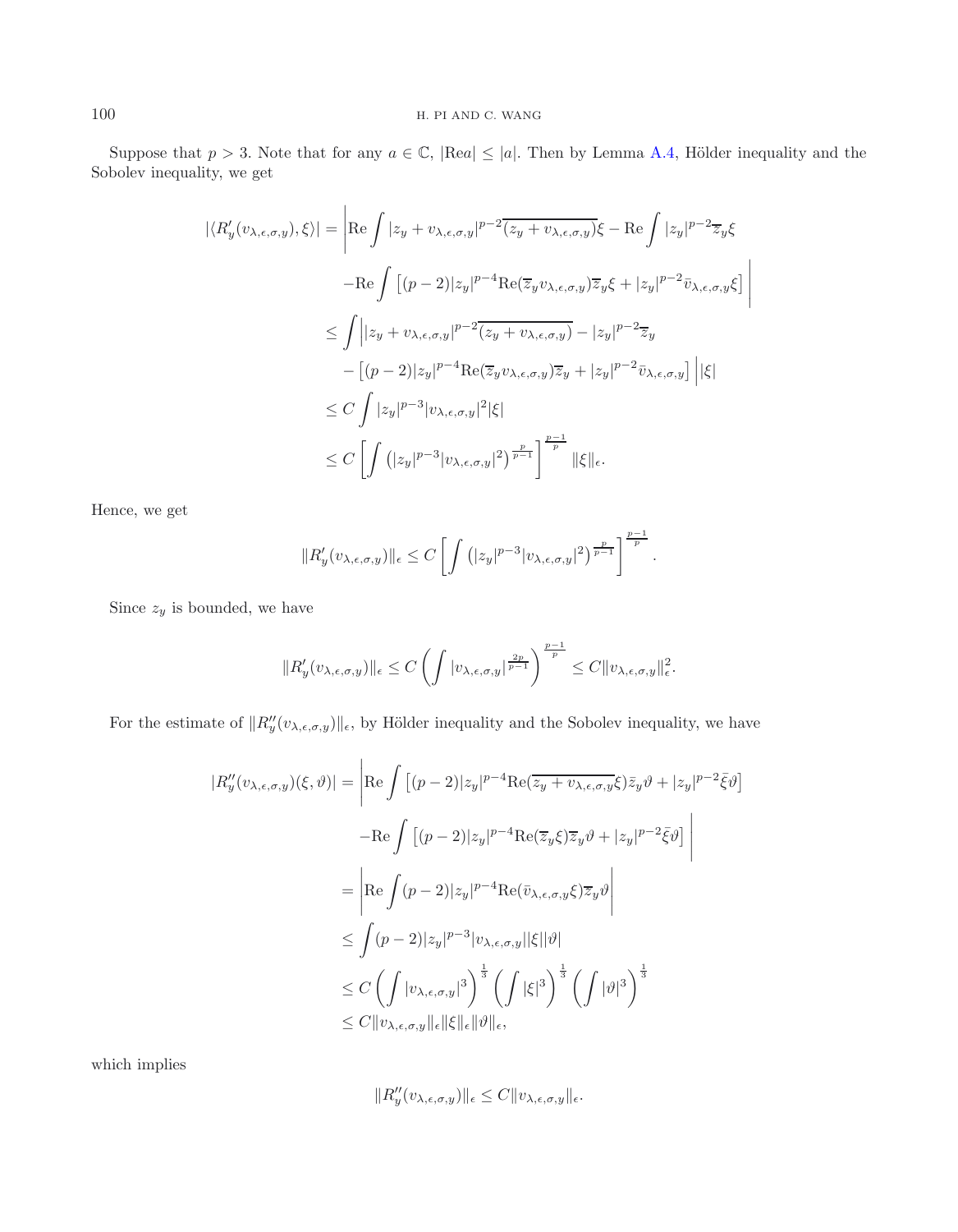Suppose that $p > 3$. Note that for any $a \in \mathbb{C}$, $|\mathrm{Re} a| \leq |a|$. Then by Lemma A.4, Hölder inequality and the Sobolev inequality, we get

$$
\begin{aligned}
|\langle R_y'(v_{\lambda,\epsilon,\sigma,y}), \xi\rangle| &= \Bigg| \mathrm{Re} \int |z_y + v_{\lambda,\epsilon,\sigma,y}|^{p-2}\overline{(z_y + v_{\lambda,\epsilon,\sigma,y})}\xi - \mathrm{Re} \int |z_y|^{p-2}\overline{z}_y \xi \\
&\quad - \mathrm{Re} \int \left[ (p-2)|z_y|^{p-4}\mathrm{Re}(\overline{z}_y v_{\lambda,\epsilon,\sigma,y})\overline{z}_y \xi + |z_y|^{p-2}\bar{v}_{\lambda,\epsilon,\sigma,y}\xi \right] \Bigg| \\
&\leq \int \Big| |z_y + v_{\lambda,\epsilon,\sigma,y}|^{p-2}\overline{(z_y + v_{\lambda,\epsilon,\sigma,y})} - |z_y|^{p-2}\overline{z}_y \\
&\quad - \left[ (p-2)|z_y|^{p-4}\mathrm{Re}(\overline{z}_y v_{\lambda,\epsilon,\sigma,y})\overline{z}_y + |z_y|^{p-2}\bar{v}_{\lambda,\epsilon,\sigma,y} \right] \Big| |\xi| \\
&\leq C \int |z_y|^{p-3}|v_{\lambda,\epsilon,\sigma,y}|^2 |\xi| \\
&\leq C \left[ \int \left( |z_y|^{p-3}|v_{\lambda,\epsilon,\sigma,y}|^2 \right)^{\frac{p}{p-1}} \right]^{\frac{p-1}{p}} \|\xi\|_\epsilon.
\end{aligned}
$$

Hence, we get

$$
\|R_y'(v_{\lambda,\epsilon,\sigma,y})\|_\epsilon \leq C \left[ \int \left( |z_y|^{p-3}|v_{\lambda,\epsilon,\sigma,y}|^2 \right)^{\frac{p}{p-1}} \right]^{\frac{p-1}{p}}.
$$

Since $z_y$ is bounded, we have

$$
\|R_y'(v_{\lambda,\epsilon,\sigma,y})\|_\epsilon \leq C \left( \int |v_{\lambda,\epsilon,\sigma,y}|^{\frac{2p}{p-1}} \right)^{\frac{p-1}{p}} \leq C\|v_{\lambda,\epsilon,\sigma,y}\|_\epsilon^2.
$$

For the estimate of $\|R_y''(v_{\lambda,\epsilon,\sigma,y})\|_\epsilon$, by Hölder inequality and the Sobolev inequality, we have

$$
\begin{aligned}
|R_y''(v_{\lambda,\epsilon,\sigma,y})(\xi,\vartheta)| &= \Bigg| \mathrm{Re} \int \left[ (p-2)|z_y|^{p-4}\mathrm{Re}(\overline{z_y + v_{\lambda,\epsilon,\sigma,y}}\xi)\bar{z}_y\vartheta + |z_y|^{p-2}\bar{\xi}\vartheta \right] \\
&\quad - \mathrm{Re} \int \left[ (p-2)|z_y|^{p-4}\mathrm{Re}(\overline{z}_y\xi)\overline{z}_y\vartheta + |z_y|^{p-2}\bar{\xi}\vartheta \right] \Bigg| \\
&= \left| \mathrm{Re} \int (p-2)|z_y|^{p-4}\mathrm{Re}(\bar{v}_{\lambda,\epsilon,\sigma,y}\xi)\overline{z}_y\vartheta \right| \\
&\leq \int (p-2)|z_y|^{p-3}|v_{\lambda,\epsilon,\sigma,y}||\xi||\vartheta| \\
&\leq C \left( \int |v_{\lambda,\epsilon,\sigma,y}|^3 \right)^{\frac{1}{3}} \left( \int |\xi|^3 \right)^{\frac{1}{3}} \left( \int |\vartheta|^3 \right)^{\frac{1}{3}} \\
&\leq C\|v_{\lambda,\epsilon,\sigma,y}\|_\epsilon \|\xi\|_\epsilon \|\vartheta\|_\epsilon,
\end{aligned}
$$

which implies

$$
\|R_y''(v_{\lambda,\epsilon,\sigma,y})\|_\epsilon \leq C\|v_{\lambda,\epsilon,\sigma,y}\|_\epsilon.
$$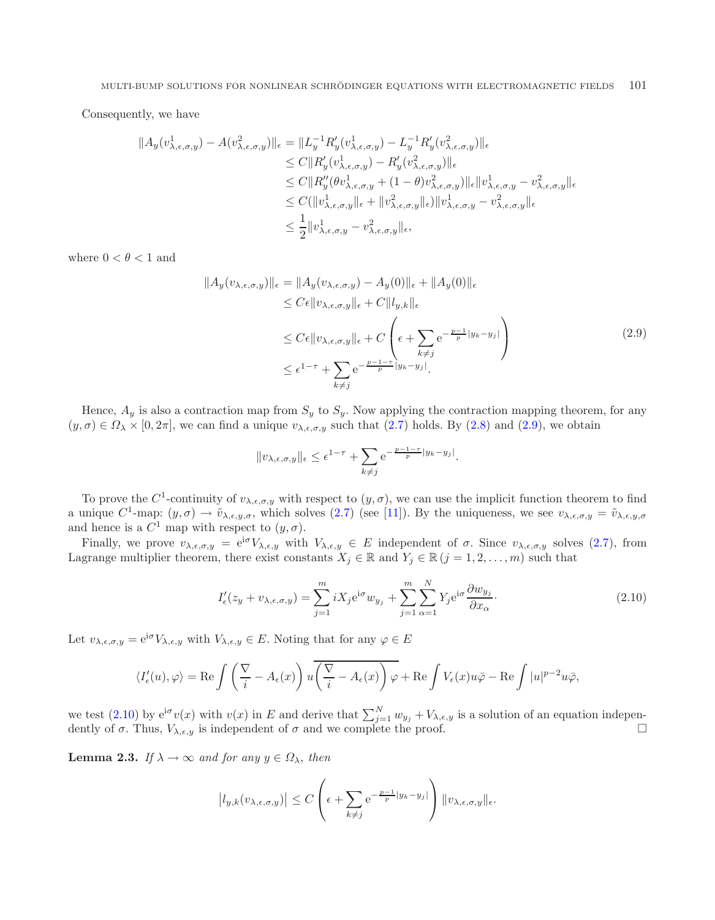Consequently, we have

$$
\begin{aligned}
\|A_y(v^1_{\lambda,\epsilon,\sigma,y}) - A(v^2_{\lambda,\epsilon,\sigma,y})\|_\epsilon &= \|L_y^{-1}R'_y(v^1_{\lambda,\epsilon,\sigma,y}) - L_y^{-1}R'_y(v^2_{\lambda,\epsilon,\sigma,y})\|_\epsilon \\
&\le C\|R'_y(v^1_{\lambda,\epsilon,\sigma,y}) - R'_y(v^2_{\lambda,\epsilon,\sigma,y})\|_\epsilon \\
&\le C\|R''_y(\theta v^1_{\lambda,\epsilon,\sigma,y} + (1-\theta)v^2_{\lambda,\epsilon,\sigma,y})\|_\epsilon \|v^1_{\lambda,\epsilon,\sigma,y} - v^2_{\lambda,\epsilon,\sigma,y}\|_\epsilon \\
&\le C(\|v^1_{\lambda,\epsilon,\sigma,y}\|_\epsilon + \|v^2_{\lambda,\epsilon,\sigma,y}\|_\epsilon)\|v^1_{\lambda,\epsilon,\sigma,y} - v^2_{\lambda,\epsilon,\sigma,y}\|_\epsilon \\
&\le \frac{1}{2}\|v^1_{\lambda,\epsilon,\sigma,y} - v^2_{\lambda,\epsilon,\sigma,y}\|_\epsilon,
\end{aligned}
$$

where $0 < \theta < 1$ and

$$
\begin{aligned}
\|A_y(v_{\lambda,\epsilon,\sigma,y})\|_\epsilon &= \|A_y(v_{\lambda,\epsilon,\sigma,y}) - A_y(0)\|_\epsilon + \|A_y(0)\|_\epsilon \\
&\le C\epsilon\|v_{\lambda,\epsilon,\sigma,y}\|_\epsilon + C\|l_{y,k}\|_\epsilon \\
&\le C\epsilon\|v_{\lambda,\epsilon,\sigma,y}\|_\epsilon + C\left(\epsilon + \sum_{k\ne j} \mathrm{e}^{-\frac{p-1}{p}|y_k - y_j|}\right) \\
&\le \epsilon^{1-\tau} + \sum_{k\ne j} \mathrm{e}^{-\frac{p-1-\tau}{p}|y_k-y_j|}.
\end{aligned}
\tag{2.9}
$$

Hence, $A_y$ is also a contraction map from $S_y$ to $S_y$. Now applying the contraction mapping theorem, for any $(y,\sigma) \in \Omega_\lambda \times [0, 2\pi]$, we can find a unique $v_{\lambda,\epsilon,\sigma,y}$ such that (2.7) holds. By (2.8) and (2.9), we obtain

$$
\|v_{\lambda,\epsilon,\sigma,y}\|_\epsilon \le \epsilon^{1-\tau} + \sum_{k\ne j} \mathrm{e}^{-\frac{p-1-\tau}{p}|y_k-y_j|}.
$$

To prove the $C^1$-continuity of $v_{\lambda,\epsilon,\sigma,y}$ with respect to $(y,\sigma)$, we can use the implicit function theorem to find a unique $C^1$-map: $(y,\sigma) \to \tilde{v}_{\lambda,\epsilon,y,\sigma}$, which solves (2.7) (see [11]). By the uniqueness, we see $v_{\lambda,\epsilon,\sigma,y} = \tilde{v}_{\lambda,\epsilon,y,\sigma}$ and hence is a $C^1$ map with respect to $(y,\sigma)$.

Finally, we prove $v_{\lambda,\epsilon,\sigma,y} = \mathrm{e}^{\mathrm{i}\sigma} V_{\lambda,\epsilon,y}$ with $V_{\lambda,\epsilon,y} \in E$ independent of $\sigma$. Since $v_{\lambda,\epsilon,\sigma,y}$ solves (2.7), from Lagrange multiplier theorem, there exist constants $X_j \in \mathbb{R}$ and $Y_j \in \mathbb{R}\,(j = 1, 2, \ldots, m)$ such that

$$
I'_\epsilon(z_y + v_{\lambda,\epsilon,\sigma,y}) = \sum_{j=1}^m iX_j \mathrm{e}^{\mathrm{i}\sigma} w_{y_j} + \sum_{j=1}^m \sum_{\alpha=1}^N Y_j \mathrm{e}^{\mathrm{i}\sigma} \frac{\partial w_{y_j}}{\partial x_\alpha}.
\tag{2.10}
$$

Let $v_{\lambda,\epsilon,\sigma,y} = \mathrm{e}^{\mathrm{i}\sigma} V_{\lambda,\epsilon,y}$ with $V_{\lambda,\epsilon,y} \in E$. Noting that for any $\varphi \in E$

$$
\langle I'_\epsilon(u), \varphi\rangle = \mathrm{Re}\int \left(\frac{\nabla}{i} - A_\epsilon(x)\right) u\overline{\left(\frac{\nabla}{i} - A_\epsilon(x)\right)\varphi} + \mathrm{Re}\int V_\epsilon(x) u\bar{\varphi} - \mathrm{Re}\int |u|^{p-2} u\bar{\varphi},
$$

we test (2.10) by $\mathrm{e}^{\mathrm{i}\sigma} v(x)$ with $v(x)$ in $E$ and derive that $\sum_{j=1}^N w_{y_j} + V_{\lambda,\epsilon,y}$ is a solution of an equation independently of $\sigma$. Thus, $V_{\lambda,\epsilon,y}$ is independent of $\sigma$ and we complete the proof. □

**Lemma 2.3.** *If $\lambda \to \infty$ and for any $y \in \Omega_\lambda$, then*

$$
\left|l_{y,k}(v_{\lambda,\epsilon,\sigma,y})\right| \le C\left(\epsilon + \sum_{k\ne j} \mathrm{e}^{-\frac{p-1}{p}|y_k-y_j|}\right)\|v_{\lambda,\epsilon,\sigma,y}\|_\epsilon.
$$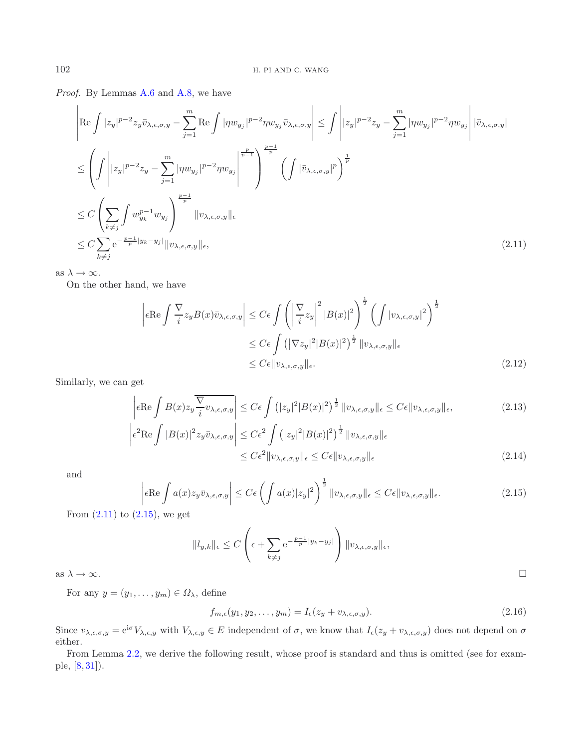*Proof.* By Lemmas A.6 and A.8, we have

$$
\begin{aligned}
&\left|\mathrm{Re}\int |z_y|^{p-2}z_y\bar{v}_{\lambda,\epsilon,\sigma,y} - \sum_{j=1}^{m}\mathrm{Re}\int |\eta w_{y_j}|^{p-2}\eta w_{y_j}\bar{v}_{\lambda,\epsilon,\sigma,y}\right| \leq \int\left||z_y|^{p-2}z_y - \sum_{j=1}^{m}|\eta w_{y_j}|^{p-2}\eta w_{y_j}\right||\bar{v}_{\lambda,\epsilon,\sigma,y}| \\
&\leq \left(\int\left||z_y|^{p-2}z_y - \sum_{j=1}^{m}|\eta w_{y_j}|^{p-2}\eta w_{y_j}\right|^{\frac{p}{p-1}}\right)^{\frac{p-1}{p}}\left(\int|\bar{v}_{\lambda,\epsilon,\sigma,y}|^p\right)^{\frac{1}{p}} \\
&\leq C\left(\sum_{k\neq j}\int w_{y_k}^{p-1}w_{y_j}\right)^{\frac{p-1}{p}}\|v_{\lambda,\epsilon,\sigma,y}\|_\epsilon \\
&\leq C\sum_{k\neq j}\mathrm{e}^{-\frac{p-1}{p}|y_k-y_j|}\|v_{\lambda,\epsilon,\sigma,y}\|_\epsilon,
\end{aligned}
\tag{2.11}
$$

as $\lambda\to\infty$.

On the other hand, we have

$$
\begin{aligned}
\left|\epsilon\mathrm{Re}\int\frac{\nabla}{i}z_yB(x)\bar{v}_{\lambda,\epsilon,\sigma,y}\right| &\leq C\epsilon\int\left(\left|\frac{\nabla}{i}z_y\right|^2|B(x)|^2\right)^{\frac{1}{2}}\left(\int|v_{\lambda,\epsilon,\sigma,y}|^2\right)^{\frac{1}{2}} \\
&\leq C\epsilon\int\left(|\nabla z_y|^2|B(x)|^2\right)^{\frac{1}{2}}\|v_{\lambda,\epsilon,\sigma,y}\|_\epsilon \\
&\leq C\epsilon\|v_{\lambda,\epsilon,\sigma,y}\|_\epsilon.
\end{aligned}
\tag{2.12}
$$

Similarly, we can get

$$
\left|\epsilon\mathrm{Re}\int B(x)z_y\overline{\frac{\nabla}{i}v_{\lambda,\epsilon,\sigma,y}}\right| \leq C\epsilon\int\left(|z_y|^2|B(x)|^2\right)^{\frac{1}{2}}\|v_{\lambda,\epsilon,\sigma,y}\|_\epsilon \leq C\epsilon\|v_{\lambda,\epsilon,\sigma,y}\|_\epsilon,
\tag{2.13}
$$

$$
\begin{aligned}
\left|\epsilon^2\mathrm{Re}\int|B(x)|^2z_y\bar{v}_{\lambda,\epsilon,\sigma,y}\right| &\leq C\epsilon^2\int\left(|z_y|^2|B(x)|^2\right)^{\frac{1}{2}}\|v_{\lambda,\epsilon,\sigma,y}\|_\epsilon \\
&\leq C\epsilon^2\|v_{\lambda,\epsilon,\sigma,y}\|_\epsilon \leq C\epsilon\|v_{\lambda,\epsilon,\sigma,y}\|_\epsilon
\end{aligned}
\tag{2.14}
$$

and

$$
\left|\epsilon\mathrm{Re}\int a(x)z_y\bar{v}_{\lambda,\epsilon,\sigma,y}\right| \leq C\epsilon\left(\int a(x)|z_y|^2\right)^{\frac{1}{2}}\|v_{\lambda,\epsilon,\sigma,y}\|_\epsilon \leq C\epsilon\|v_{\lambda,\epsilon,\sigma,y}\|_\epsilon.
\tag{2.15}
$$

From (2.11) to (2.15), we get

$$
\|l_{y,k}\|_\epsilon \leq C\left(\epsilon + \sum_{k\neq j}\mathrm{e}^{-\frac{p-1}{p}|y_k-y_j|}\right)\|v_{\lambda,\epsilon,\sigma,y}\|_\epsilon,
$$

as $\lambda\to\infty$. □

For any $y=(y_1,\ldots,y_m)\in\Omega_\lambda$, define

$$
f_{m,\epsilon}(y_1,y_2,\ldots,y_m) = I_\epsilon(z_y + v_{\lambda,\epsilon,\sigma,y}).
\tag{2.16}
$$

Since $v_{\lambda,\epsilon,\sigma,y} = \mathrm{e}^{\mathrm{i}\sigma}V_{\lambda,\epsilon,y}$ with $V_{\lambda,\epsilon,y}\in E$ independent of $\sigma$, we know that $I_\epsilon(z_y + v_{\lambda,\epsilon,\sigma,y})$ does not depend on $\sigma$ either.

From Lemma 2.2, we derive the following result, whose proof is standard and thus is omitted (see for example, [8,31]).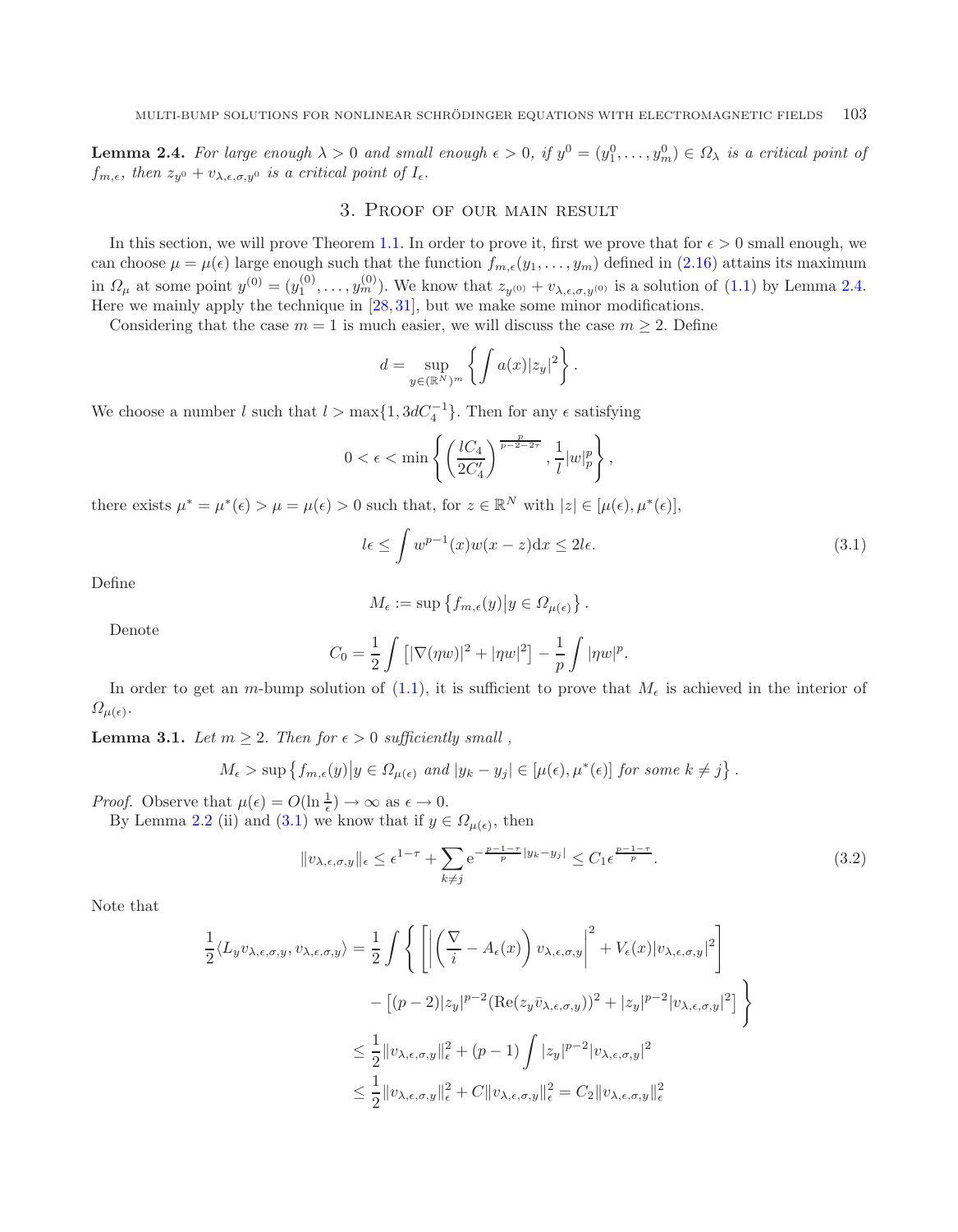**Lemma 2.4.** *For large enough $\lambda > 0$ and small enough $\epsilon > 0$, if $y^0 = (y_1^0, \dots, y_m^0) \in \Omega_\lambda$ is a critical point of $f_{m,\epsilon}$, then $z_{y^0} + v_{\lambda,\epsilon,\sigma,y^0}$ is a critical point of $I_\epsilon$.*

## 3. Proof of our main result

In this section, we will prove Theorem 1.1. In order to prove it, first we prove that for $\epsilon > 0$ small enough, we can choose $\mu = \mu(\epsilon)$ large enough such that the function $f_{m,\epsilon}(y_1, \dots, y_m)$ defined in (2.16) attains its maximum in $\Omega_\mu$ at some point $y^{(0)} = (y_1^{(0)}, \dots, y_m^{(0)})$. We know that $z_{y^{(0)}} + v_{\lambda,\epsilon,\sigma,y^{(0)}}$ is a solution of (1.1) by Lemma 2.4. Here we mainly apply the technique in [28,31], but we make some minor modifications.

Considering that the case $m = 1$ is much easier, we will discuss the case $m \geq 2$. Define

$$d = \sup_{y \in (\mathbb{R}^N)^m} \left\{ \int a(x)|z_y|^2 \right\}.$$

We choose a number $l$ such that $l > \max\{1, 3dC_4^{-1}\}$. Then for any $\epsilon$ satisfying

$$0 < \epsilon < \min \left\{ \left( \frac{lC_4}{2C_4'} \right)^{\frac{p}{p-2-2\tau}}, \frac{1}{l}|w|_p^p \right\},$$

there exists $\mu^* = \mu^*(\epsilon) > \mu = \mu(\epsilon) > 0$ such that, for $z \in \mathbb{R}^N$ with $|z| \in [\mu(\epsilon), \mu^*(\epsilon)]$,

$$l\epsilon \leq \int w^{p-1}(x)w(x-z)\mathrm{d}x \leq 2l\epsilon. \tag{3.1}$$

Define

$$M_\epsilon := \sup \left\{ f_{m,\epsilon}(y) \middle| y \in \Omega_{\mu(\epsilon)} \right\}.$$

Denote

$$C_0 = \frac{1}{2} \int \left[ |\nabla(\eta w)|^2 + |\eta w|^2 \right] - \frac{1}{p} \int |\eta w|^p.$$

In order to get an $m$-bump solution of (1.1), it is sufficient to prove that $M_\epsilon$ is achieved in the interior of $\Omega_{\mu(\epsilon)}$.

**Lemma 3.1.** *Let $m \geq 2$. Then for $\epsilon > 0$ sufficiently small ,*

$$M_\epsilon > \sup \left\{ f_{m,\epsilon}(y) \middle| y \in \Omega_{\mu(\epsilon)} \text{ and } |y_k - y_j| \in [\mu(\epsilon), \mu^*(\epsilon)] \text{ for some } k \neq j \right\}.$$

*Proof.* Observe that $\mu(\epsilon) = O(\ln \frac{1}{\epsilon}) \to \infty$ as $\epsilon \to 0$.

By Lemma 2.2 (ii) and (3.1) we know that if $y \in \Omega_{\mu(\epsilon)}$, then

$$\|v_{\lambda,\epsilon,\sigma,y}\|_\epsilon \leq \epsilon^{1-\tau} + \sum_{k \neq j} \mathrm{e}^{-\frac{p-1-\tau}{p}|y_k - y_j|} \leq C_1 \epsilon^{\frac{p-1-\tau}{p}}. \tag{3.2}$$

Note that

$$\begin{aligned}
\frac{1}{2}\langle L_y v_{\lambda,\epsilon,\sigma,y}, v_{\lambda,\epsilon,\sigma,y} \rangle &= \frac{1}{2} \int \Bigg\{ \left[ \left| \left( \frac{\nabla}{i} - A_\epsilon(x) \right) v_{\lambda,\epsilon,\sigma,y} \right|^2 + V_\epsilon(x)|v_{\lambda,\epsilon,\sigma,y}|^2 \right] \\
&\quad - \left[ (p-2)|z_y|^{p-2}(\mathrm{Re}(z_y \bar{v}_{\lambda,\epsilon,\sigma,y}))^2 + |z_y|^{p-2}|v_{\lambda,\epsilon,\sigma,y}|^2 \right] \Bigg\} \\
&\leq \frac{1}{2}\|v_{\lambda,\epsilon,\sigma,y}\|_\epsilon^2 + (p-1) \int |z_y|^{p-2}|v_{\lambda,\epsilon,\sigma,y}|^2 \\
&\leq \frac{1}{2}\|v_{\lambda,\epsilon,\sigma,y}\|_\epsilon^2 + C\|v_{\lambda,\epsilon,\sigma,y}\|_\epsilon^2 = C_2\|v_{\lambda,\epsilon,\sigma,y}\|_\epsilon^2
\end{aligned}$$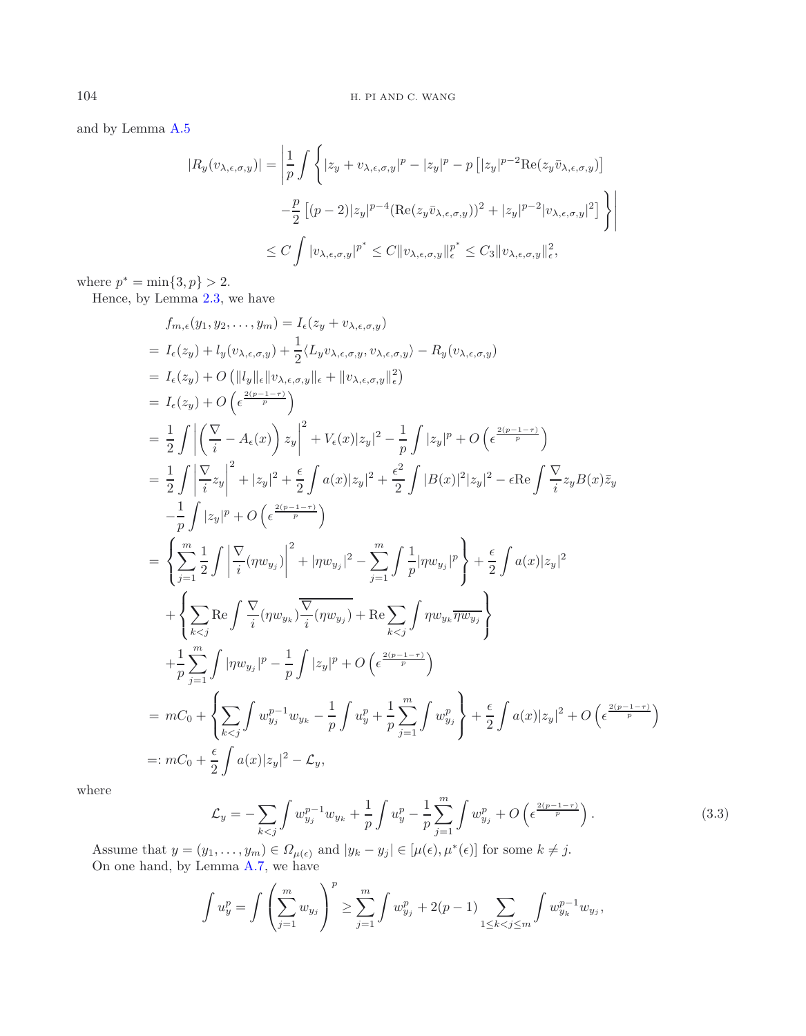and by Lemma A.5

$$
\begin{aligned}
|R_y(v_{\lambda,\epsilon,\sigma,y})| &= \Bigg| \frac{1}{p} \int \Bigg\{ |z_y + v_{\lambda,\epsilon,\sigma,y}|^p - |z_y|^p - p\left[|z_y|^{p-2}\mathrm{Re}(z_y \bar{v}_{\lambda,\epsilon,\sigma,y})\right] \\
&\qquad - \frac{p}{2}\left[(p-2)|z_y|^{p-4}(\mathrm{Re}(z_y\bar{v}_{\lambda,\epsilon,\sigma,y}))^2 + |z_y|^{p-2}|v_{\lambda,\epsilon,\sigma,y}|^2\right] \Bigg\} \Bigg| \\
&\le C\int |v_{\lambda,\epsilon,\sigma,y}|^{p^*} \le C\|v_{\lambda,\epsilon,\sigma,y}\|_\epsilon^{p^*} \le C_3 \|v_{\lambda,\epsilon,\sigma,y}\|_\epsilon^2,
\end{aligned}
$$

where $p^* = \min\{3, p\} > 2$.

Hence, by Lemma 2.3, we have

$$
\begin{aligned}
& f_{m,\epsilon}(y_1, y_2, \ldots, y_m) = I_\epsilon(z_y + v_{\lambda,\epsilon,\sigma,y}) \\
=\ & I_\epsilon(z_y) + l_y(v_{\lambda,\epsilon,\sigma,y}) + \frac{1}{2}\langle L_y v_{\lambda,\epsilon,\sigma,y}, v_{\lambda,\epsilon,\sigma,y}\rangle - R_y(v_{\lambda,\epsilon,\sigma,y}) \\
=\ & I_\epsilon(z_y) + O\left(\|l_y\|_\epsilon \|v_{\lambda,\epsilon,\sigma,y}\|_\epsilon + \|v_{\lambda,\epsilon,\sigma,y}\|_\epsilon^2\right) \\
=\ & I_\epsilon(z_y) + O\left(\epsilon^{\frac{2(p-1-\tau)}{p}}\right) \\
=\ & \frac{1}{2}\int \left|\left(\frac{\nabla}{i} - A_\epsilon(x)\right) z_y\right|^2 + V_\epsilon(x)|z_y|^2 - \frac{1}{p}\int |z_y|^p + O\left(\epsilon^{\frac{2(p-1-\tau)}{p}}\right) \\
=\ & \frac{1}{2}\int \left|\frac{\nabla}{i} z_y\right|^2 + |z_y|^2 + \frac{\epsilon}{2}\int a(x)|z_y|^2 + \frac{\epsilon^2}{2}\int |B(x)|^2|z_y|^2 - \epsilon \mathrm{Re}\int \frac{\nabla}{i} z_y B(x)\bar{z}_y \\
& - \frac{1}{p}\int |z_y|^p + O\left(\epsilon^{\frac{2(p-1-\tau)}{p}}\right) \\
=\ & \left\{ \sum_{j=1}^m \frac{1}{2}\int \left|\frac{\nabla}{i}(\eta w_{y_j})\right|^2 + |\eta w_{y_j}|^2 - \sum_{j=1}^m \int \frac{1}{p}|\eta w_{y_j}|^p \right\} + \frac{\epsilon}{2}\int a(x)|z_y|^2 \\
& + \left\{ \sum_{k<j} \mathrm{Re}\int \frac{\nabla}{i}(\eta w_{y_k})\overline{\frac{\nabla}{i}(\eta w_{y_j})} + \mathrm{Re}\sum_{k<j}\int \eta w_{y_k}\overline{\eta w_{y_j}} \right\} \\
& + \frac{1}{p}\sum_{j=1}^m \int |\eta w_{y_j}|^p - \frac{1}{p}\int |z_y|^p + O\left(\epsilon^{\frac{2(p-1-\tau)}{p}}\right) \\
=\ & mC_0 + \left\{ \sum_{k<j}\int w_{y_j}^{p-1} w_{y_k} - \frac{1}{p}\int u_y^p + \frac{1}{p}\sum_{j=1}^m \int w_{y_j}^p \right\} + \frac{\epsilon}{2}\int a(x)|z_y|^2 + O\left(\epsilon^{\frac{2(p-1-\tau)}{p}}\right) \\
=:\ & mC_0 + \frac{\epsilon}{2}\int a(x)|z_y|^2 - \mathcal{L}_y,
\end{aligned}
$$

where

$$
\mathcal{L}_y = -\sum_{k<j}\int w_{y_j}^{p-1} w_{y_k} + \frac{1}{p}\int u_y^p - \frac{1}{p}\sum_{j=1}^m \int w_{y_j}^p + O\left(\epsilon^{\frac{2(p-1-\tau)}{p}}\right). \tag{3.3}
$$

Assume that $y = (y_1, \ldots, y_m) \in \Omega_{\mu(\epsilon)}$ and $|y_k - y_j| \in [\mu(\epsilon), \mu^*(\epsilon)]$ for some $k \ne j$.

On one hand, by Lemma A.7, we have

$$
\int u_y^p = \int \left(\sum_{j=1}^m w_{y_j}\right)^p \ge \sum_{j=1}^m \int w_{y_j}^p + 2(p-1)\sum_{1\le k<j\le m}\int w_{y_k}^{p-1} w_{y_j},
$$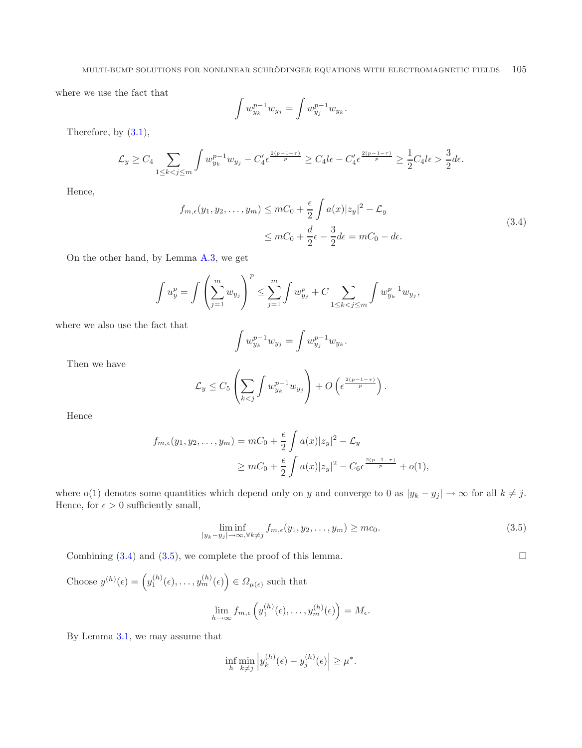where we use the fact that

$$\int w_{y_k}^{p-1} w_{y_j} = \int w_{y_j}^{p-1} w_{y_k}.$$

Therefore, by (3.1),

$$\mathcal{L}_y \geq C_4 \sum_{1 \leq k < j \leq m} \int w_{y_k}^{p-1} w_{y_j} - C_4' \epsilon^{\frac{2(p-1-\tau)}{p}} \geq C_4 l \epsilon - C_4' \epsilon^{\frac{2(p-1-\tau)}{p}} \geq \frac{1}{2} C_4 l \epsilon > \frac{3}{2} d \epsilon.$$

Hence,

$$\begin{aligned} f_{m,\epsilon}(y_1, y_2, \ldots, y_m) &\leq mC_0 + \frac{\epsilon}{2} \int a(x) |z_y|^2 - \mathcal{L}_y \\ &\leq mC_0 + \frac{d}{2}\epsilon - \frac{3}{2} d\epsilon = mC_0 - d\epsilon. \end{aligned} \tag{3.4}$$

On the other hand, by Lemma A.3, we get

$$\int u_y^p = \int \left( \sum_{j=1}^m w_{y_j} \right)^p \leq \sum_{j=1}^m \int w_{y_j}^p + C \sum_{1 \leq k < j \leq m} \int w_{y_k}^{p-1} w_{y_j},$$

where we also use the fact that

$$\int w_{y_k}^{p-1} w_{y_j} = \int w_{y_j}^{p-1} w_{y_k}.$$

Then we have

$$\mathcal{L}_y \leq C_5 \left( \sum_{k<j} \int w_{y_k}^{p-1} w_{y_j} \right) + O\left( \epsilon^{\frac{2(p-1-\tau)}{p}} \right).$$

Hence

$$\begin{aligned} f_{m,\epsilon}(y_1, y_2, \ldots, y_m) &= mC_0 + \frac{\epsilon}{2} \int a(x) |z_y|^2 - \mathcal{L}_y \\ &\geq mC_0 + \frac{\epsilon}{2} \int a(x) |z_y|^2 - C_6 \epsilon^{\frac{2(p-1-\tau)}{p}} + o(1), \end{aligned}$$

where o(1) denotes some quantities which depend only on $y$ and converge to 0 as $|y_k - y_j| \to \infty$ for all $k \neq j$. Hence, for $\epsilon > 0$ sufficiently small,

$$\liminf_{|y_k - y_j| \to \infty, \forall k \neq j} f_{m,\epsilon}(y_1, y_2, \ldots, y_m) \geq mc_0. \tag{3.5}$$

Combining (3.4) and (3.5), we complete the proof of this lemma. $\square$

Choose $y^{(h)}(\epsilon) = \left( y_1^{(h)}(\epsilon), \ldots, y_m^{(h)}(\epsilon) \right) \in \Omega_{\mu(\epsilon)}$ such that

$$\lim_{h \to \infty} f_{m,\epsilon} \left( y_1^{(h)}(\epsilon), \ldots, y_m^{(h)}(\epsilon) \right) = M_\epsilon.$$

By Lemma 3.1, we may assume that

$$\inf_h \min_{k \neq j} \left| y_k^{(h)}(\epsilon) - y_j^{(h)}(\epsilon) \right| \geq \mu^*.$$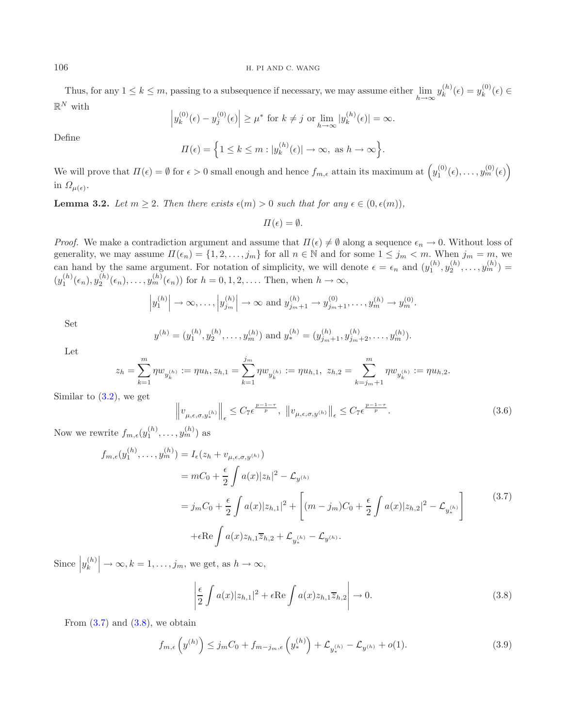Thus, for any $1 \leq k \leq m$, passing to a subsequence if necessary, we may assume either $\lim_{h\to\infty} y_k^{(h)}(\epsilon) = y_k^{(0)}(\epsilon) \in \mathbb{R}^N$ with

$$\left|y_k^{(0)}(\epsilon) - y_j^{(0)}(\epsilon)\right| \geq \mu^* \text{ for } k \neq j \text{ or } \lim_{h\to\infty} |y_k^{(h)}(\epsilon)| = \infty.$$

Define

$$\Pi(\epsilon) = \Big\{1 \leq k \leq m : |y_k^{(h)}(\epsilon)| \to \infty, \text{ as } h \to \infty\Big\}.$$

We will prove that $\Pi(\epsilon) = \emptyset$ for $\epsilon > 0$ small enough and hence $f_{m,\epsilon}$ attain its maximum at $\left(y_1^{(0)}(\epsilon), \ldots, y_m^{(0)}(\epsilon)\right)$ in $\Omega_{\mu(\epsilon)}$.

**Lemma 3.2.** *Let $m \geq 2$. Then there exists $\epsilon(m) > 0$ such that for any $\epsilon \in (0, \epsilon(m))$,*

$$\Pi(\epsilon) = \emptyset.$$

*Proof.* We make a contradiction argument and assume that $\Pi(\epsilon) \neq \emptyset$ along a sequence $\epsilon_n \to 0$. Without loss of generality, we may assume $\Pi(\epsilon_n) = \{1, 2, \ldots, j_m\}$ for all $n \in \mathbb{N}$ and for some $1 \leq j_m < m$. When $j_m = m$, we can hand by the same argument. For notation of simplicity, we will denote $\epsilon = \epsilon_n$ and $(y_1^{(h)}, y_2^{(h)}, \ldots, y_m^{(h)}) = (y_1^{(h)}(\epsilon_n), y_2^{(h)}(\epsilon_n), \ldots, y_m^{(h)}(\epsilon_n))$ for $h = 0, 1, 2, \ldots$. Then, when $h \to \infty$,

$$\left|y_1^{(h)}\right| \to \infty, \ldots, \left|y_{j_m}^{(h)}\right| \to \infty \text{ and } y_{j_m+1}^{(h)} \to y_{j_m+1}^{(0)}, \ldots, y_m^{(h)} \to y_m^{(0)}.$$

Set

$$y^{(h)} = (y_1^{(h)}, y_2^{(h)}, \ldots, y_m^{(h)}) \text{ and } y_*^{(h)} = (y_{j_m+1}^{(h)}, y_{j_m+2}^{(h)}, \ldots, y_m^{(h)}).$$

Let

$$z_h = \sum_{k=1}^{m} \eta w_{y_k^{(h)}} := \eta u_h, z_{h,1} = \sum_{k=1}^{j_m} \eta w_{y_k^{(h)}} := \eta u_{h,1},\ z_{h,2} = \sum_{k=j_m+1}^{m} \eta w_{y_k^{(h)}} := \eta u_{h,2}.$$

Similar to (3.2), we get

$$\left\|v_{\mu,\epsilon,\sigma,y_*^{(h)}}\right\|_\epsilon \leq C_7 \epsilon^{\frac{p-1-\tau}{p}},\ \left\|v_{\mu,\epsilon,\sigma,y^{(h)}}\right\|_\epsilon \leq C_7 \epsilon^{\frac{p-1-\tau}{p}}. \tag{3.6}$$

Now we rewrite $f_{m,\epsilon}(y_1^{(h)}, \ldots, y_m^{(h)})$ as

$$\begin{aligned}
f_{m,\epsilon}(y_1^{(h)}, \ldots, y_m^{(h)}) &= I_\epsilon(z_h + v_{\mu,\epsilon,\sigma,y^{(h)}}) \\
&= mC_0 + \frac{\epsilon}{2}\int a(x)|z_h|^2 - \mathcal{L}_{y^{(h)}} \\
&= j_m C_0 + \frac{\epsilon}{2}\int a(x)|z_{h,1}|^2 + \left[(m - j_m)C_0 + \frac{\epsilon}{2}\int a(x)|z_{h,2}|^2 - \mathcal{L}_{y_*^{(h)}}\right] \\
&\quad + \epsilon \mathrm{Re}\int a(x) z_{h,1}\overline{z}_{h,2} + \mathcal{L}_{y_*^{(h)}} - \mathcal{L}_{y^{(h)}}.
\end{aligned} \tag{3.7}$$

Since $\left|y_k^{(h)}\right| \to \infty, k = 1, \ldots, j_m$, we get, as $h \to \infty$,

$$\left|\frac{\epsilon}{2}\int a(x)|z_{h,1}|^2 + \epsilon \mathrm{Re}\int a(x) z_{h,1}\overline{z}_{h,2}\right| \to 0. \tag{3.8}$$

From (3.7) and (3.8), we obtain

$$f_{m,\epsilon}\left(y^{(h)}\right) \leq j_m C_0 + f_{m-j_m,\epsilon}\left(y_*^{(h)}\right) + \mathcal{L}_{y_*^{(h)}} - \mathcal{L}_{y^{(h)}} + o(1). \tag{3.9}$$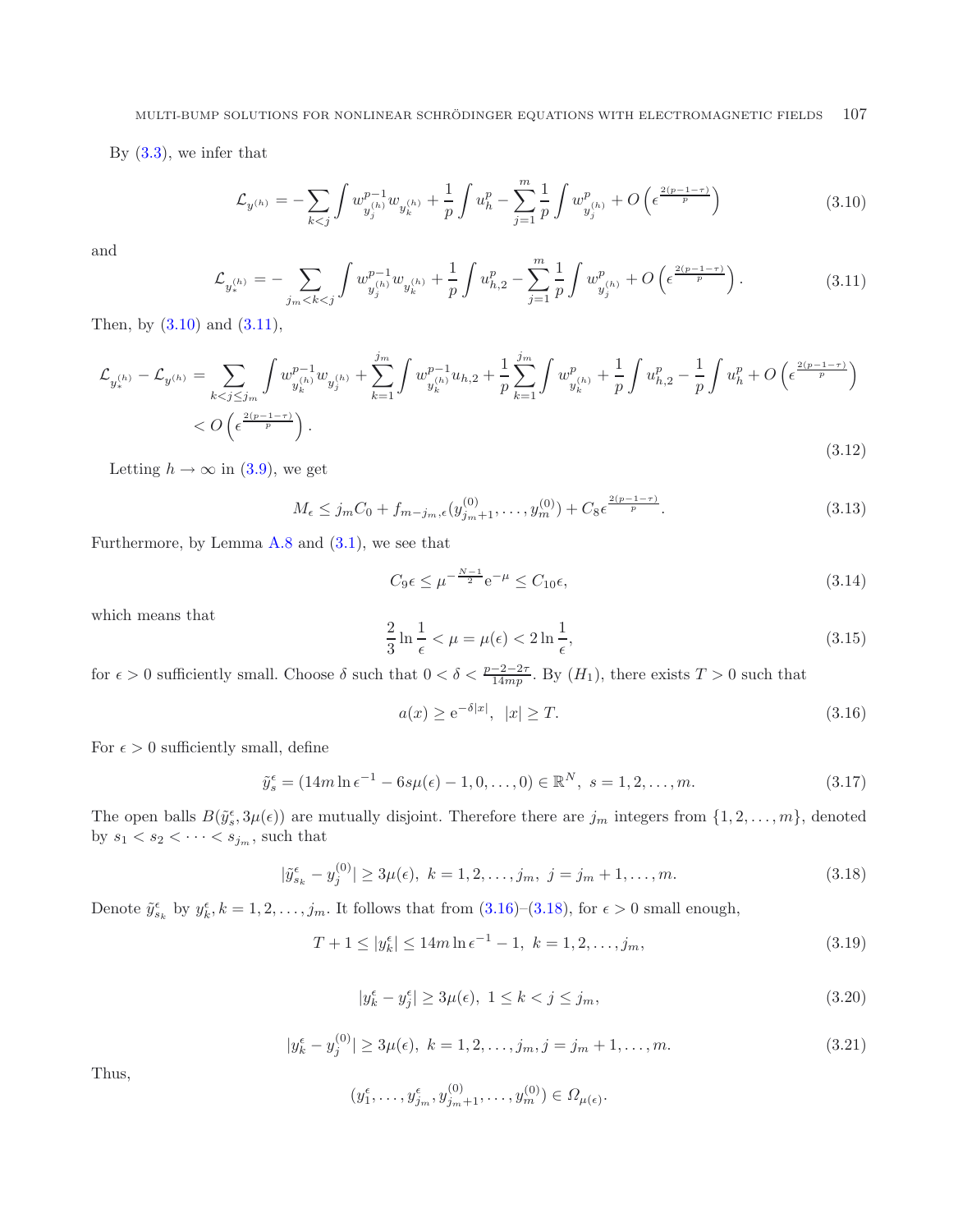By (3.3), we infer that

$$\mathcal{L}_{y^{(h)}} = -\sum_{k<j} \int w_{y_j^{(h)}}^{p-1} w_{y_k^{(h)}} + \frac{1}{p}\int u_h^p - \sum_{j=1}^{m} \frac{1}{p}\int w_{y_j^{(h)}}^p + O\left(\epsilon^{\frac{2(p-1-\tau)}{p}}\right) \tag{3.10}$$

and

$$\mathcal{L}_{y_*^{(h)}} = -\sum_{j_m<k<j} \int w_{y_j^{(h)}}^{p-1} w_{y_k^{(h)}} + \frac{1}{p}\int u_{h,2}^p - \sum_{j=1}^{m} \frac{1}{p}\int w_{y_j^{(h)}}^p + O\left(\epsilon^{\frac{2(p-1-\tau)}{p}}\right). \tag{3.11}$$

Then, by (3.10) and (3.11),

$$\begin{aligned}\mathcal{L}_{y_*^{(h)}} - \mathcal{L}_{y^{(h)}} &= \sum_{k<j\le j_m} \int w_{y_k^{(h)}}^{p-1} w_{y_j^{(h)}} + \sum_{k=1}^{j_m}\int w_{y_k^{(h)}}^{p-1} u_{h,2} + \frac{1}{p}\sum_{k=1}^{j_m}\int w_{y_k^{(h)}}^p + \frac{1}{p}\int u_{h,2}^p - \frac{1}{p}\int u_h^p + O\left(\epsilon^{\frac{2(p-1-\tau)}{p}}\right) \\ &< O\left(\epsilon^{\frac{2(p-1-\tau)}{p}}\right).\end{aligned} \tag{3.12}$$

Letting $h\to\infty$ in (3.9), we get

$$M_\epsilon \le j_m C_0 + f_{m-j_m,\epsilon}(y_{j_m+1}^{(0)},\dots,y_m^{(0)}) + C_8\epsilon^{\frac{2(p-1-\tau)}{p}}. \tag{3.13}$$

Furthermore, by Lemma A.8 and (3.1), we see that

$$C_9\epsilon \le \mu^{-\frac{N-1}{2}}\mathrm{e}^{-\mu} \le C_{10}\epsilon, \tag{3.14}$$

which means that

$$\frac{2}{3}\ln\frac{1}{\epsilon} < \mu = \mu(\epsilon) < 2\ln\frac{1}{\epsilon}, \tag{3.15}$$

for $\epsilon>0$ sufficiently small. Choose $\delta$ such that $0<\delta<\frac{p-2-2\tau}{14mp}$. By $(H_1)$, there exists $T>0$ such that

$$a(x) \ge \mathrm{e}^{-\delta|x|},\ \ |x|\ge T. \tag{3.16}$$

For $\epsilon>0$ sufficiently small, define

$$\tilde{y}_s^\epsilon = (14m\ln\epsilon^{-1} - 6s\mu(\epsilon) - 1, 0, \dots, 0) \in \mathbb{R}^N,\ \ s=1,2,\dots,m. \tag{3.17}$$

The open balls $B(\tilde{y}_s^\epsilon, 3\mu(\epsilon))$ are mutually disjoint. Therefore there are $j_m$ integers from $\{1,2,\dots,m\}$, denoted by $s_1<s_2<\cdots<s_{j_m}$, such that

$$|\tilde{y}_{s_k}^\epsilon - y_j^{(0)}| \ge 3\mu(\epsilon),\ \ k=1,2,\dots,j_m,\ \ j=j_m+1,\dots,m. \tag{3.18}$$

Denote $\tilde{y}_{s_k}^\epsilon$ by $y_k^\epsilon, k=1,2,\dots,j_m$. It follows that from (3.16)–(3.18), for $\epsilon>0$ small enough,

$$T+1 \le |y_k^\epsilon| \le 14m\ln\epsilon^{-1} - 1,\ \ k=1,2,\dots,j_m, \tag{3.19}$$

$$|y_k^\epsilon - y_j^\epsilon| \ge 3\mu(\epsilon),\ \ 1\le k<j\le j_m, \tag{3.20}$$

$$|y_k^\epsilon - y_j^{(0)}| \ge 3\mu(\epsilon),\ \ k=1,2,\dots,j_m, j=j_m+1,\dots,m. \tag{3.21}$$

Thus,

$$(y_1^\epsilon,\dots,y_{j_m}^\epsilon, y_{j_m+1}^{(0)},\dots,y_m^{(0)}) \in \Omega_{\mu(\epsilon)}.$$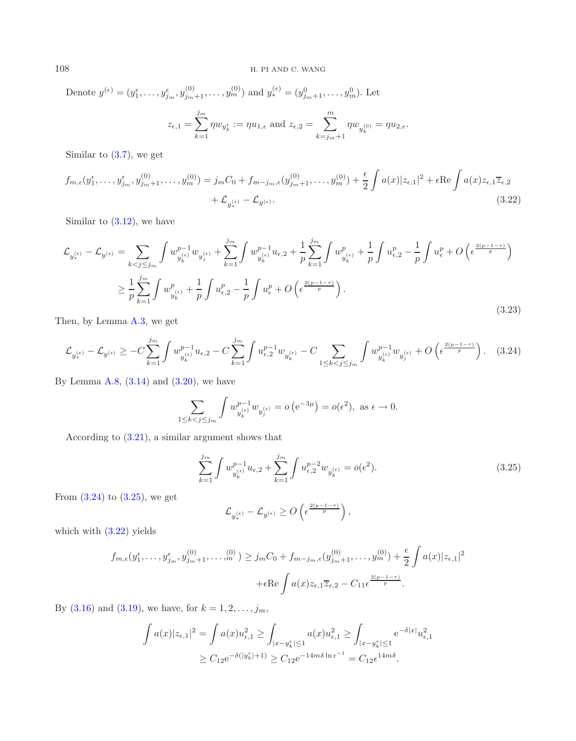Denote $y^{(\epsilon)} = (y_1^\epsilon, \dots, y_{j_m}^\epsilon, y_{j_m+1}^{(0)}, \dots, y_m^{(0)})$ and $y_*^{(\epsilon)} = (y_{j_m+1}^0, \dots, y_m^0)$. Let

$$z_{\epsilon,1} = \sum_{k=1}^{j_m} \eta w_{y_k^\epsilon} := \eta u_{1,\epsilon} \text{ and } z_{\epsilon,2} = \sum_{k=j_m+1}^{m} \eta w_{y_k^{(0)}} = \eta u_{2,\epsilon}.$$

Similar to (3.7), we get

$$f_{m,\epsilon}(y_1^\epsilon, \dots, y_{j_m}^\epsilon, y_{j_m+1}^{(0)}, \dots, y_m^{(0)}) = j_m C_0 + f_{m-j_m,\epsilon}(y_{j_m+1}^{(0)}, \dots, y_m^{(0)}) + \frac{\epsilon}{2}\int a(x)|z_{\epsilon,1}|^2 + \epsilon \mathrm{Re}\int a(x) z_{\epsilon,1}\overline{z}_{\epsilon,2} + \mathcal{L}_{y_*^{(\epsilon)}} - \mathcal{L}_{y^{(\epsilon)}}. \tag{3.22}$$

Similar to (3.12), we have

$$\begin{aligned}\mathcal{L}_{y_*^{(\epsilon)}} - \mathcal{L}_{y^{(\epsilon)}} &= \sum_{k<j\le j_m}\int w_{y_k^{(\epsilon)}}^{p-1} w_{y_j^{(\epsilon)}} + \sum_{k=1}^{j_m}\int w_{y_k^{(\epsilon)}}^{p-1} u_{\epsilon,2} + \frac{1}{p}\sum_{k=1}^{j_m}\int w_{y_k^{(\epsilon)}}^{p} + \frac{1}{p}\int u_{\epsilon,2}^p - \frac{1}{p}\int u_\epsilon^p + O\left(\epsilon^{\frac{2(p-1-\tau)}{p}}\right)\\ &\ge \frac{1}{p}\sum_{k=1}^{j_m}\int w_{y_k^{(\epsilon)}}^{p} + \frac{1}{p}\int u_{\epsilon,2}^p - \frac{1}{p}\int u_\epsilon^p + O\left(\epsilon^{\frac{2(p-1-\tau)}{p}}\right).\end{aligned} \tag{3.23}$$

Then, by Lemma A.3, we get

$$\mathcal{L}_{y_*^{(\epsilon)}} - \mathcal{L}_{y^{(\epsilon)}} \ge -C\sum_{k=1}^{j_m}\int w_{y_k^{(\epsilon)}}^{p-1} u_{\epsilon,2} - C\sum_{k=1}^{j_m}\int u_{\epsilon,2}^{p-1} w_{y_k^{(\epsilon)}} - C\sum_{1\le k<j\le j_m}\int w_{y_k^{(\epsilon)}}^{p-1} w_{y_j^{(\epsilon)}} + O\left(\epsilon^{\frac{2(p-1-\tau)}{p}}\right). \tag{3.24}$$

By Lemma A.8, (3.14) and (3.20), we have

$$\sum_{1\le k<j\le j_m}\int w_{y_k^{(\epsilon)}}^{p-1} w_{y_j^{(\epsilon)}} = o\left(\mathrm{e}^{-3\mu}\right) = o(\epsilon^2), \text{ as } \epsilon \to 0.$$

According to (3.21), a similar argument shows that

$$\sum_{k=1}^{j_m}\int w_{y_k^{(\epsilon)}}^{p-1} u_{\epsilon,2} + \sum_{k=1}^{j_m}\int u_{\epsilon,2}^{p-2} w_{y_k^{(\epsilon)}} = o(\epsilon^2). \tag{3.25}$$

From (3.24) to (3.25), we get

$$\mathcal{L}_{y_*^{(\epsilon)}} - \mathcal{L}_{y^{(\epsilon)}} \ge O\left(\epsilon^{\frac{2(p-1-\tau)}{p}}\right),$$

which with (3.22) yields

$$\begin{aligned}f_{m,\epsilon}(y_1^\epsilon, \dots, y_{j_m}^\epsilon, y_{j_m+1}^{(0)}, \dots, {}_m^{(0)}) \ge j_m C_0 + f_{m-j_m,\epsilon}(y_{j_m+1}^{(0)}, \dots, y_m^{(0)}) + \frac{\epsilon}{2}\int a(x)|z_{\epsilon,1}|^2\\ + \epsilon \mathrm{Re}\int a(x) z_{\epsilon,1}\overline{z}_{\epsilon,2} - C_{11}\epsilon^{\frac{2(p-1-\tau)}{p}}.\end{aligned}$$

By (3.16) and (3.19), we have, for $k = 1, 2, \dots, j_m$,

$$\begin{aligned}\int a(x)|z_{\epsilon,1}|^2 = \int a(x)u_{\epsilon,1}^2 \ge \int_{|x-y_k^\epsilon|\le 1} a(x)u_{\epsilon,1}^2 \ge \int_{|x-y_k^\epsilon|\le 1} \mathrm{e}^{-\delta|x|}u_{\epsilon,1}^2\\ \ge C_{12}\mathrm{e}^{-\delta(|y_k^\epsilon|+1)} \ge C_{12}\mathrm{e}^{-14m\delta\ln\epsilon^{-1}} = C_{12}\epsilon^{14m\delta}.\end{aligned}$$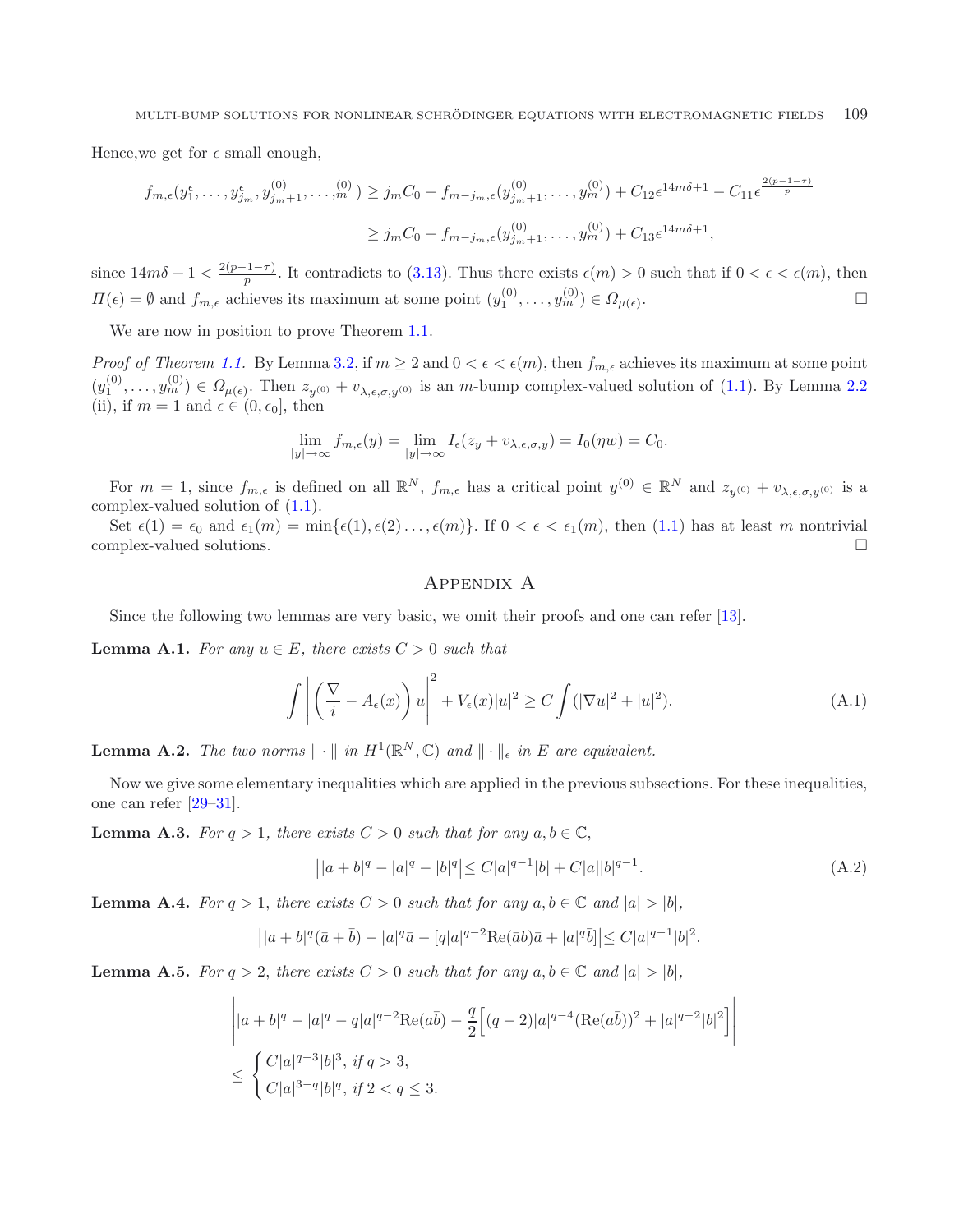Hence,we get for $\epsilon$ small enough,

$$f_{m,\epsilon}(y_1^\epsilon,\dots,y_{j_m}^\epsilon,y_{j_m+1}^{(0)},\dots,{}_m^{(0)}) \geq j_m C_0 + f_{m-j_m,\epsilon}(y_{j_m+1}^{(0)},\dots,y_m^{(0)}) + C_{12}\epsilon^{14m\delta+1} - C_{11}\epsilon^{\frac{2(p-1-\tau)}{p}}$$

$$\geq j_m C_0 + f_{m-j_m,\epsilon}(y_{j_m+1}^{(0)},\dots,y_m^{(0)}) + C_{13}\epsilon^{14m\delta+1},$$

since $14m\delta + 1 < \frac{2(p-1-\tau)}{p}$. It contradicts to (3.13). Thus there exists $\epsilon(m) > 0$ such that if $0 < \epsilon < \epsilon(m)$, then $\Pi(\epsilon) = \emptyset$ and $f_{m,\epsilon}$ achieves its maximum at some point $(y_1^{(0)},\dots,y_m^{(0)}) \in \Omega_{\mu(\epsilon)}$. □

We are now in position to prove Theorem 1.1.

*Proof of Theorem 1.1.* By Lemma 3.2, if $m \geq 2$ and $0 < \epsilon < \epsilon(m)$, then $f_{m,\epsilon}$ achieves its maximum at some point $(y_1^{(0)},\dots,y_m^{(0)}) \in \Omega_{\mu(\epsilon)}$. Then $z_{y^{(0)}} + v_{\lambda,\epsilon,\sigma,y^{(0)}}$ is an $m$-bump complex-valued solution of (1.1). By Lemma 2.2 (ii), if $m = 1$ and $\epsilon \in (0,\epsilon_0]$, then

$$\lim_{|y|\to\infty} f_{m,\epsilon}(y) = \lim_{|y|\to\infty} I_\epsilon(z_y + v_{\lambda,\epsilon,\sigma,y}) = I_0(\eta w) = C_0.$$

For $m = 1$, since $f_{m,\epsilon}$ is defined on all $\mathbb{R}^N$, $f_{m,\epsilon}$ has a critical point $y^{(0)} \in \mathbb{R}^N$ and $z_{y^{(0)}} + v_{\lambda,\epsilon,\sigma,y^{(0)}}$ is a complex-valued solution of (1.1).

Set $\epsilon(1) = \epsilon_0$ and $\epsilon_1(m) = \min\{\epsilon(1),\epsilon(2)\dots,\epsilon(m)\}$. If $0 < \epsilon < \epsilon_1(m)$, then (1.1) has at least $m$ nontrivial complex-valued solutions. □

## Appendix A

Since the following two lemmas are very basic, we omit their proofs and one can refer [13].

**Lemma A.1.** *For any $u \in E$, there exists $C > 0$ such that*

$$\int \left| \left( \frac{\nabla}{i} - A_\epsilon(x) \right) u \right|^2 + V_\epsilon(x)|u|^2 \geq C \int (|\nabla u|^2 + |u|^2). \tag{A.1}$$

**Lemma A.2.** *The two norms $\|\cdot\|$ in $H^1(\mathbb{R}^N,\mathbb{C})$ and $\|\cdot\|_\epsilon$ in $E$ are equivalent.*

Now we give some elementary inequalities which are applied in the previous subsections. For these inequalities, one can refer [29–31].

**Lemma A.3.** *For $q > 1$, there exists $C > 0$ such that for any $a, b \in \mathbb{C}$,*

$$\big| |a+b|^q - |a|^q - |b|^q \big| \leq C|a|^{q-1}|b| + C|a||b|^{q-1}. \tag{A.2}$$

**Lemma A.4.** *For $q > 1$, there exists $C > 0$ such that for any $a, b \in \mathbb{C}$ and $|a| > |b|$,*

$$\big| |a+b|^q(\bar{a}+\bar{b}) - |a|^q\bar{a} - [q|a|^{q-2}\mathrm{Re}(\bar{a}b)\bar{a} + |a|^q\bar{b}] \big| \leq C|a|^{q-1}|b|^2.$$

**Lemma A.5.** *For $q > 2$, there exists $C > 0$ such that for any $a, b \in \mathbb{C}$ and $|a| > |b|$,*

$$\left| |a+b|^q - |a|^q - q|a|^{q-2}\mathrm{Re}(a\bar{b}) - \frac{q}{2}\Big[(q-2)|a|^{q-4}(\mathrm{Re}(a\bar{b}))^2 + |a|^{q-2}|b|^2\Big] \right|$$

$$\leq \begin{cases} C|a|^{q-3}|b|^3, \ \text{if } q > 3, \\ C|a|^{3-q}|b|^q, \ \text{if } 2 < q \leq 3. \end{cases}$$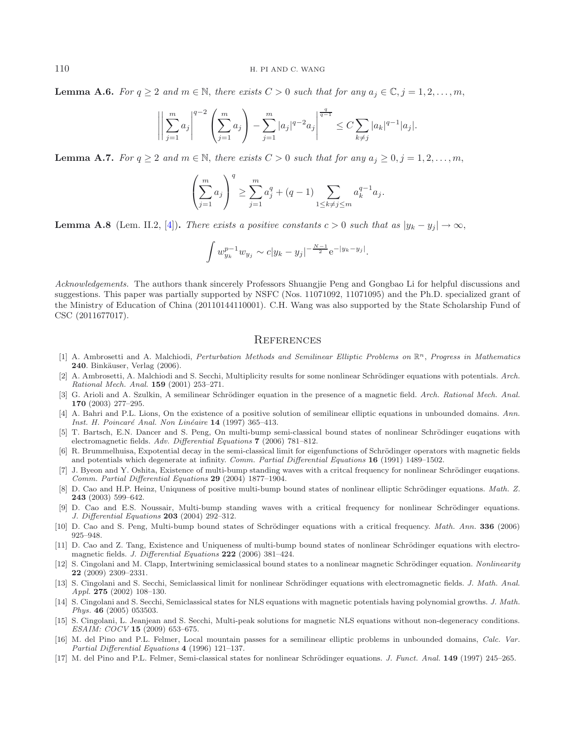**Lemma A.6.** *For $q \geq 2$ and $m \in \mathbb{N}$, there exists $C > 0$ such that for any $a_j \in \mathbb{C}, j = 1, 2, \ldots, m$,*

$$\left| \left| \sum_{j=1}^{m} a_j \right|^{q-2} \left( \sum_{j=1}^{m} a_j \right) - \sum_{j=1}^{m} |a_j|^{q-2} a_j \right|^{\frac{q}{q-1}} \leq C \sum_{k \neq j} |a_k|^{q-1} |a_j|.$$

**Lemma A.7.** *For $q \geq 2$ and $m \in \mathbb{N}$, there exists $C > 0$ such that for any $a_j \geq 0, j = 1, 2, \ldots, m$,*

$$\left( \sum_{j=1}^{m} a_j \right)^q \geq \sum_{j=1}^{m} a_j^q + (q-1) \sum_{1 \leq k \neq j \leq m} a_k^{q-1} a_j.$$

**Lemma A.8** (Lem. II.2, [4])**.** *There exists a positive constants $c > 0$ such that as $|y_k - y_j| \to \infty$,*

$$\int w_{y_k}^{p-1} w_{y_j} \sim c |y_k - y_j|^{-\frac{N-1}{2}} \mathrm{e}^{-|y_k - y_j|}.$$

*Acknowledgements.* The authors thank sincerely Professors Shuangjie Peng and Gongbao Li for helpful discussions and suggestions. This paper was partially supported by NSFC (Nos. 11071092, 11071095) and the Ph.D. specialized grant of the Ministry of Education of China (20110144110001). C.H. Wang was also supported by the State Scholarship Fund of CSC (2011677017).

## References

[1] A. Ambrosetti and A. Malchiodi, *Perturbation Methods and Semilinear Elliptic Problems on* $\mathbb{R}^n$, *Progress in Mathematics* **240**. Binkäuser, Verlag (2006).

[2] A. Ambrosetti, A. Malchiodi and S. Secchi, Multiplicity results for some nonlinear Schrödinger equations with potentials. *Arch. Rational Mech. Anal.* **159** (2001) 253–271.

[3] G. Arioli and A. Szulkin, A semilinear Schrödinger equation in the presence of a magnetic field. *Arch. Rational Mech. Anal.* **170** (2003) 277–295.

[4] A. Bahri and P.L. Lions, On the existence of a positive solution of semilinear elliptic equations in unbounded domains. *Ann. Inst. H. Poincaré Anal. Non Linéaire* **14** (1997) 365–413.

[5] T. Bartsch, E.N. Dancer and S. Peng, On multi-bump semi-classical bound states of nonlinear Schrödinger euqations with electromagnetic fields. *Adv. Differential Equations* **7** (2006) 781–812.

[6] R. Brummelhuisa, Expotential decay in the semi-classical limit for eigenfunctions of Schrödinger operators with magnetic fields and potentials which degenerate at infinity. *Comm. Partial Differential Equations* **16** (1991) 1489–1502.

[7] J. Byeon and Y. Oshita, Existence of multi-bump standing waves with a critcal frequency for nonlinear Schrödinger euqations. *Comm. Partial Differential Equations* **29** (2004) 1877–1904.

[8] D. Cao and H.P. Heinz, Uniquness of positive multi-bump bound states of nonlinear elliptic Schrödinger equations. *Math. Z.* **243** (2003) 599–642.

[9] D. Cao and E.S. Noussair, Multi-bump standing waves with a critical frequency for nonlinear Schrödinger equations. *J. Differential Equations* **203** (2004) 292–312.

[10] D. Cao and S. Peng, Multi-bump bound states of Schrödinger equations with a critical frequency. *Math. Ann.* **336** (2006) 925–948.

[11] D. Cao and Z. Tang, Existence and Uniqueness of multi-bump bound states of nonlinear Schrödinger equations with electromagnetic fields. *J. Differential Equations* **222** (2006) 381–424.

[12] S. Cingolani and M. Clapp, Intertwining semiclassical bound states to a nonlinear magnetic Schrödinger equation. *Nonlinearity* **22** (2009) 2309–2331.

[13] S. Cingolani and S. Secchi, Semiclassical limit for nonlinear Schrödinger equations with electromagnetic fields. *J. Math. Anal. Appl.* **275** (2002) 108–130.

[14] S. Cingolani and S. Secchi, Semiclassical states for NLS equations with magnetic potentials having polynomial growths. *J. Math. Phys.* **46** (2005) 053503.

[15] S. Cingolani, L. Jeanjean and S. Secchi, Multi-peak solutions for magnetic NLS equations without non-degeneracy conditions. *ESAIM: COCV* **15** (2009) 653–675.

[16] M. del Pino and P.L. Felmer, Local mountain passes for a semilinear elliptic problems in unbounded domains, *Calc. Var. Partial Differential Equations* **4** (1996) 121–137.

[17] M. del Pino and P.L. Felmer, Semi-classical states for nonlinear Schrödinger equations. *J. Funct. Anal.* **149** (1997) 245–265.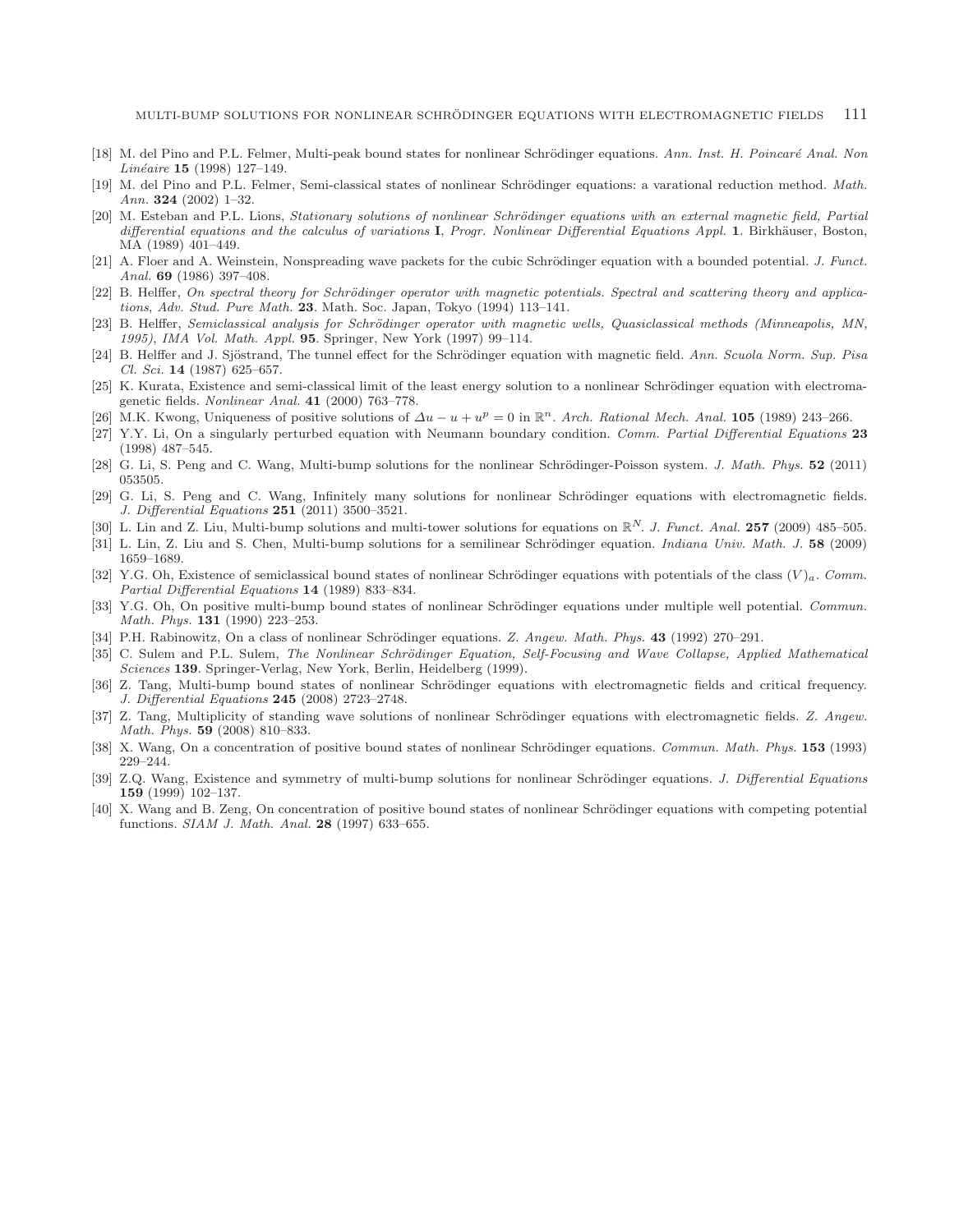[18] M. del Pino and P.L. Felmer, Multi-peak bound states for nonlinear Schrödinger equations. *Ann. Inst. H. Poincaré Anal. Non Linéaire* **15** (1998) 127–149.

[19] M. del Pino and P.L. Felmer, Semi-classical states of nonlinear Schrödinger equations: a varational reduction method. *Math. Ann.* **324** (2002) 1–32.

[20] M. Esteban and P.L. Lions, *Stationary solutions of nonlinear Schrödinger equations with an external magnetic field, Partial differential equations and the calculus of variations* **I**, *Progr. Nonlinear Differential Equations Appl.* **1**. Birkhäuser, Boston, MA (1989) 401–449.

[21] A. Floer and A. Weinstein, Nonspreading wave packets for the cubic Schrödinger equation with a bounded potential. *J. Funct. Anal.* **69** (1986) 397–408.

[22] B. Helffer, *On spectral theory for Schrödinger operator with magnetic potentials. Spectral and scattering theory and applications, Adv. Stud. Pure Math.* **23**. Math. Soc. Japan, Tokyo (1994) 113–141.

[23] B. Helffer, *Semiclassical analysis for Schrödinger operator with magnetic wells, Quasiclassical methods (Minneapolis, MN, 1995), IMA Vol. Math. Appl.* **95**. Springer, New York (1997) 99–114.

[24] B. Helffer and J. Sjöstrand, The tunnel effect for the Schrödinger equation with magnetic field. *Ann. Scuola Norm. Sup. Pisa Cl. Sci.* **14** (1987) 625–657.

[25] K. Kurata, Existence and semi-classical limit of the least energy solution to a nonlinear Schrödinger equation with electromagenetic fields. *Nonlinear Anal.* **41** (2000) 763–778.

[26] M.K. Kwong, Uniqueness of positive solutions of $\Delta u - u + u^p = 0$ in $\mathbb{R}^n$. *Arch. Rational Mech. Anal.* **105** (1989) 243–266.

[27] Y.Y. Li, On a singularly perturbed equation with Neumann boundary condition. *Comm. Partial Differential Equations* **23** (1998) 487–545.

[28] G. Li, S. Peng and C. Wang, Multi-bump solutions for the nonlinear Schrödinger-Poisson system. *J. Math. Phys.* **52** (2011) 053505.

[29] G. Li, S. Peng and C. Wang, Infinitely many solutions for nonlinear Schrödinger equations with electromagnetic fields. *J. Differential Equations* **251** (2011) 3500–3521.

[30] L. Lin and Z. Liu, Multi-bump solutions and multi-tower solutions for equations on $\mathbb{R}^N$. *J. Funct. Anal.* **257** (2009) 485–505.

[31] L. Lin, Z. Liu and S. Chen, Multi-bump solutions for a semilinear Schrödinger equation. *Indiana Univ. Math. J.* **58** (2009) 1659–1689.

[32] Y.G. Oh, Existence of semiclassical bound states of nonlinear Schrödinger equations with potentials of the class $(V)_a$. *Comm. Partial Differential Equations* **14** (1989) 833–834.

[33] Y.G. Oh, On positive multi-bump bound states of nonlinear Schrödinger equations under multiple well potential. *Commun. Math. Phys.* **131** (1990) 223–253.

[34] P.H. Rabinowitz, On a class of nonlinear Schrödinger equations. *Z. Angew. Math. Phys.* **43** (1992) 270–291.

[35] C. Sulem and P.L. Sulem, *The Nonlinear Schrödinger Equation, Self-Focusing and Wave Collapse, Applied Mathematical Sciences* **139**. Springer-Verlag, New York, Berlin, Heidelberg (1999).

[36] Z. Tang, Multi-bump bound states of nonlinear Schrödinger equations with electromagnetic fields and critical frequency. *J. Differential Equations* **245** (2008) 2723–2748.

[37] Z. Tang, Multiplicity of standing wave solutions of nonlinear Schrödinger equations with electromagnetic fields. *Z. Angew. Math. Phys.* **59** (2008) 810–833.

[38] X. Wang, On a concentration of positive bound states of nonlinear Schrödinger equations. *Commun. Math. Phys.* **153** (1993) 229–244.

[39] Z.Q. Wang, Existence and symmetry of multi-bump solutions for nonlinear Schrödinger equations. *J. Differential Equations* **159** (1999) 102–137.

[40] X. Wang and B. Zeng, On concentration of positive bound states of nonlinear Schrödinger equations with competing potential functions. *SIAM J. Math. Anal.* **28** (1997) 633–655.